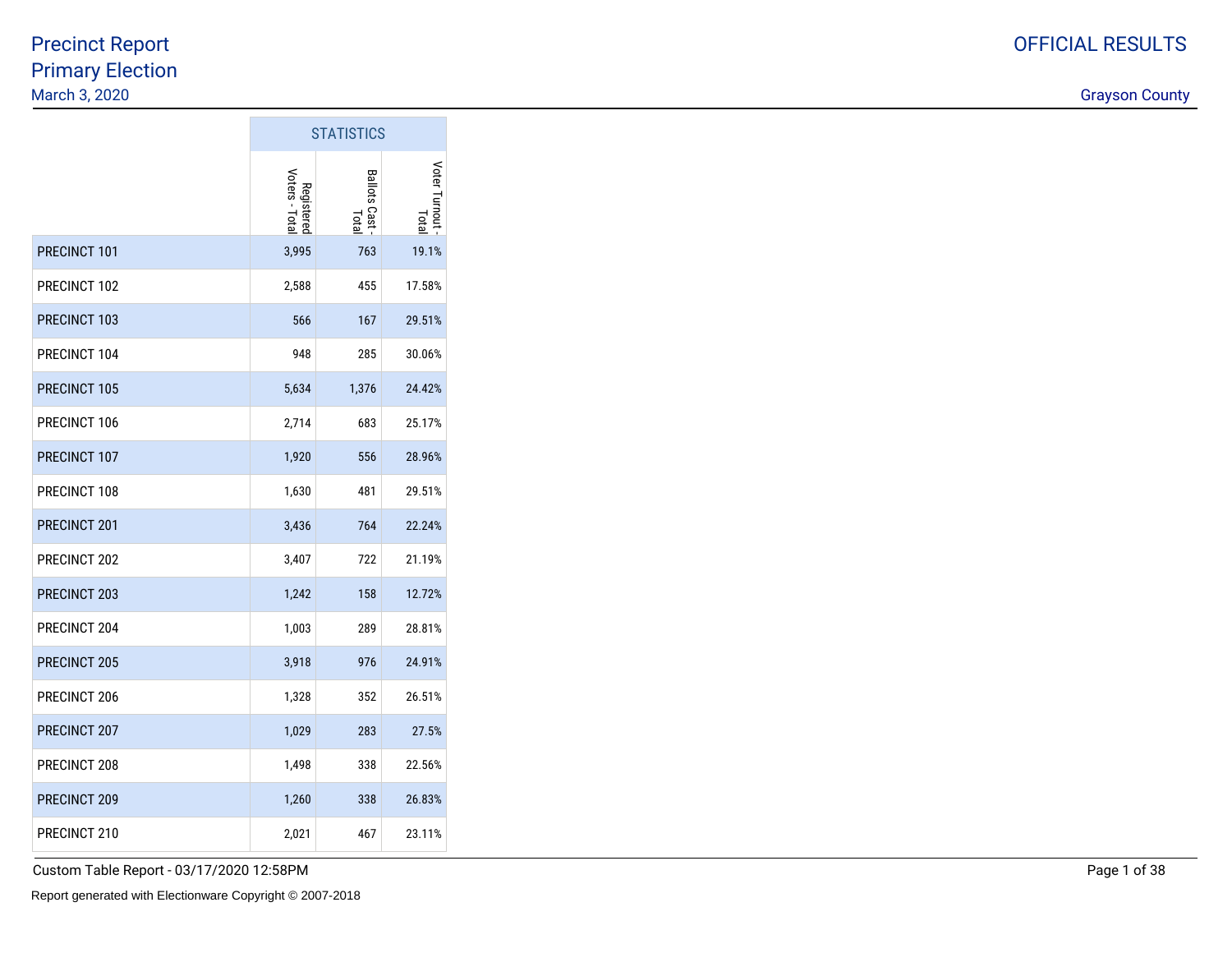# Precinct Report
## Primary Election
March 3, 2020

OFFICIAL RESULTS

Grayson County

| | STATISTICS | | |
|---|---|---|---|
| | Registered Voters - Total | Ballots Cast - Total | Voter Turnout - Total |
| PRECINCT 101 | 3,995 | 763 | 19.1% |
| PRECINCT 102 | 2,588 | 455 | 17.58% |
| PRECINCT 103 | 566 | 167 | 29.51% |
| PRECINCT 104 | 948 | 285 | 30.06% |
| PRECINCT 105 | 5,634 | 1,376 | 24.42% |
| PRECINCT 106 | 2,714 | 683 | 25.17% |
| PRECINCT 107 | 1,920 | 556 | 28.96% |
| PRECINCT 108 | 1,630 | 481 | 29.51% |
| PRECINCT 201 | 3,436 | 764 | 22.24% |
| PRECINCT 202 | 3,407 | 722 | 21.19% |
| PRECINCT 203 | 1,242 | 158 | 12.72% |
| PRECINCT 204 | 1,003 | 289 | 28.81% |
| PRECINCT 205 | 3,918 | 976 | 24.91% |
| PRECINCT 206 | 1,328 | 352 | 26.51% |
| PRECINCT 207 | 1,029 | 283 | 27.5% |
| PRECINCT 208 | 1,498 | 338 | 22.56% |
| PRECINCT 209 | 1,260 | 338 | 26.83% |
| PRECINCT 210 | 2,021 | 467 | 23.11% |

Custom Table Report - 03/17/2020 12:58PM

Report generated with Electionware Copyright © 2007-2018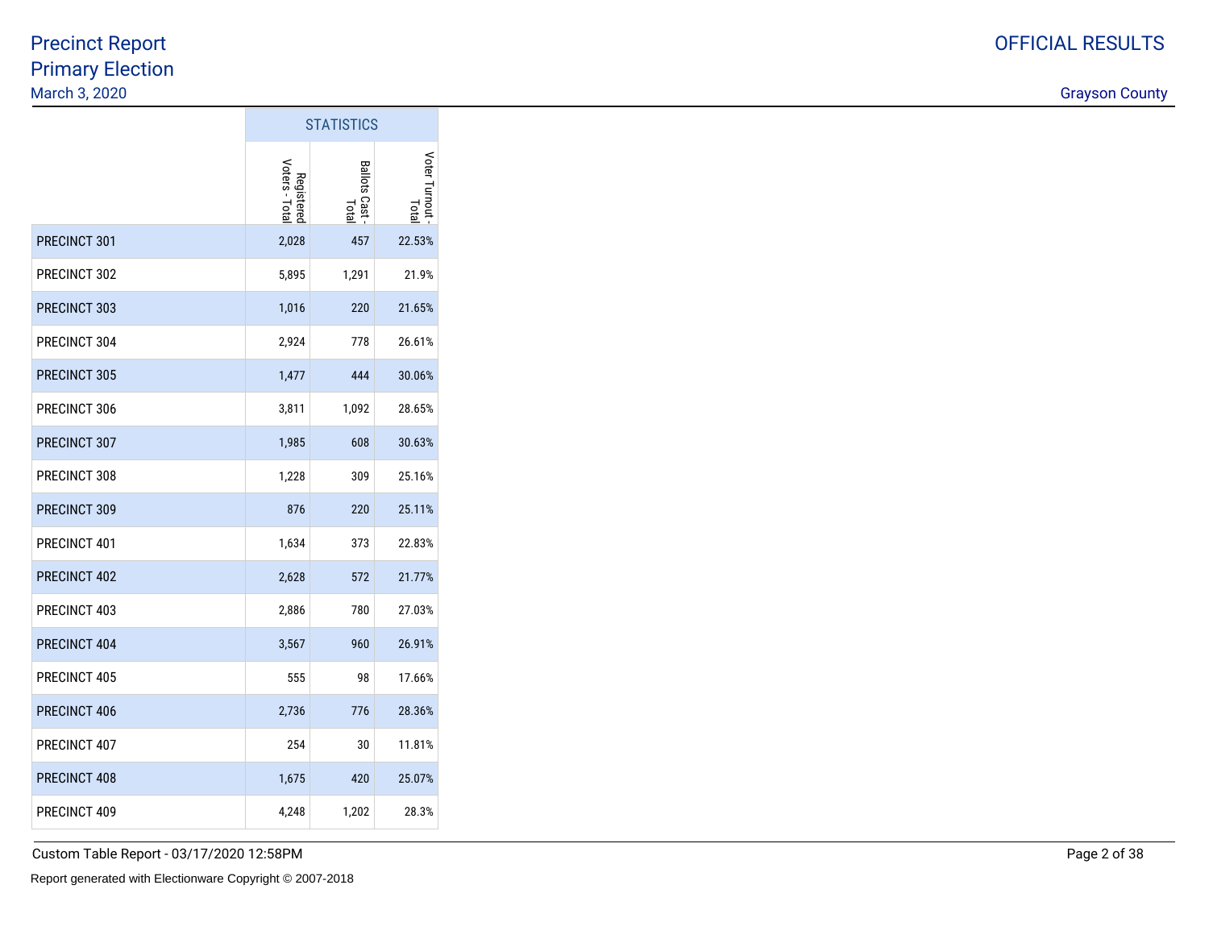# Precinct Report
## Primary Election
March 3, 2020

OFFICIAL RESULTS

Grayson County

| | STATISTICS | | |
|---|---|---|---|
| | Registered Voters - Total | Ballots Cast - Total | Voter Turnout - Total |
| PRECINCT 301 | 2,028 | 457 | 22.53% |
| PRECINCT 302 | 5,895 | 1,291 | 21.9% |
| PRECINCT 303 | 1,016 | 220 | 21.65% |
| PRECINCT 304 | 2,924 | 778 | 26.61% |
| PRECINCT 305 | 1,477 | 444 | 30.06% |
| PRECINCT 306 | 3,811 | 1,092 | 28.65% |
| PRECINCT 307 | 1,985 | 608 | 30.63% |
| PRECINCT 308 | 1,228 | 309 | 25.16% |
| PRECINCT 309 | 876 | 220 | 25.11% |
| PRECINCT 401 | 1,634 | 373 | 22.83% |
| PRECINCT 402 | 2,628 | 572 | 21.77% |
| PRECINCT 403 | 2,886 | 780 | 27.03% |
| PRECINCT 404 | 3,567 | 960 | 26.91% |
| PRECINCT 405 | 555 | 98 | 17.66% |
| PRECINCT 406 | 2,736 | 776 | 28.36% |
| PRECINCT 407 | 254 | 30 | 11.81% |
| PRECINCT 408 | 1,675 | 420 | 25.07% |
| PRECINCT 409 | 4,248 | 1,202 | 28.3% |

Custom Table Report - 03/17/2020 12:58PM

Report generated with Electionware Copyright © 2007-2018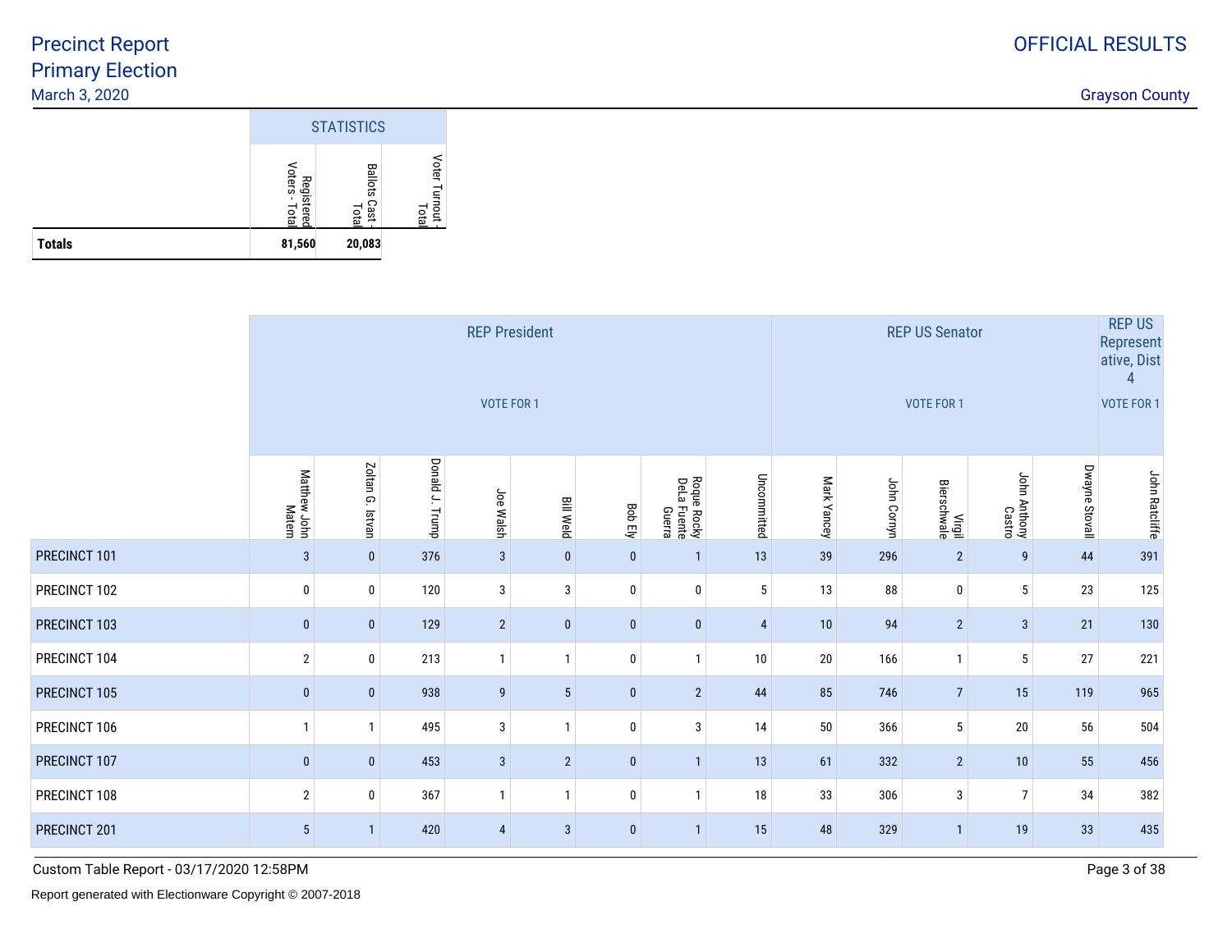# Precinct Report
# Primary Election

March 3, 2020

OFFICIAL RESULTS

Grayson County

| | STATISTICS | | |
|---|---|---|---|
| | Registered Voters - Total | Ballots Cast - Total | Voter Turnout - Total |
| **Totals** | **81,560** | **20,083** | |

| | REP President VOTE FOR 1 | | | | | | | | REP US Senator VOTE FOR 1 | | | | | REP US Representative, Dist 4 VOTE FOR 1 |
|---|---|---|---|---|---|---|---|---|---|---|---|---|---|---|
| | Matthew John Matern | Zoltan G. Istvan | Donald J. Trump | Joe Walsh | Bill Weld | Bob Ely | Roque Rocky DeLa Fuente Guerra | Uncommitted | Mark Yancey | John Cornyn | Virgil Bierschwale | John Anthony Castro | Dwayne Stovall | John Ratcliffe |
| PRECINCT 101 | 3 | 0 | 376 | 3 | 0 | 0 | 1 | 13 | 39 | 296 | 2 | 9 | 44 | 391 |
| PRECINCT 102 | 0 | 0 | 120 | 3 | 3 | 0 | 0 | 5 | 13 | 88 | 0 | 5 | 23 | 125 |
| PRECINCT 103 | 0 | 0 | 129 | 2 | 0 | 0 | 0 | 4 | 10 | 94 | 2 | 3 | 21 | 130 |
| PRECINCT 104 | 2 | 0 | 213 | 1 | 1 | 0 | 1 | 10 | 20 | 166 | 1 | 5 | 27 | 221 |
| PRECINCT 105 | 0 | 0 | 938 | 9 | 5 | 0 | 2 | 44 | 85 | 746 | 7 | 15 | 119 | 965 |
| PRECINCT 106 | 1 | 1 | 495 | 3 | 1 | 0 | 3 | 14 | 50 | 366 | 5 | 20 | 56 | 504 |
| PRECINCT 107 | 0 | 0 | 453 | 3 | 2 | 0 | 1 | 13 | 61 | 332 | 2 | 10 | 55 | 456 |
| PRECINCT 108 | 2 | 0 | 367 | 1 | 1 | 0 | 1 | 18 | 33 | 306 | 3 | 7 | 34 | 382 |
| PRECINCT 201 | 5 | 1 | 420 | 4 | 3 | 0 | 1 | 15 | 48 | 329 | 1 | 19 | 33 | 435 |

Custom Table Report - 03/17/2020 12:58PM

Report generated with Electionware Copyright © 2007-2018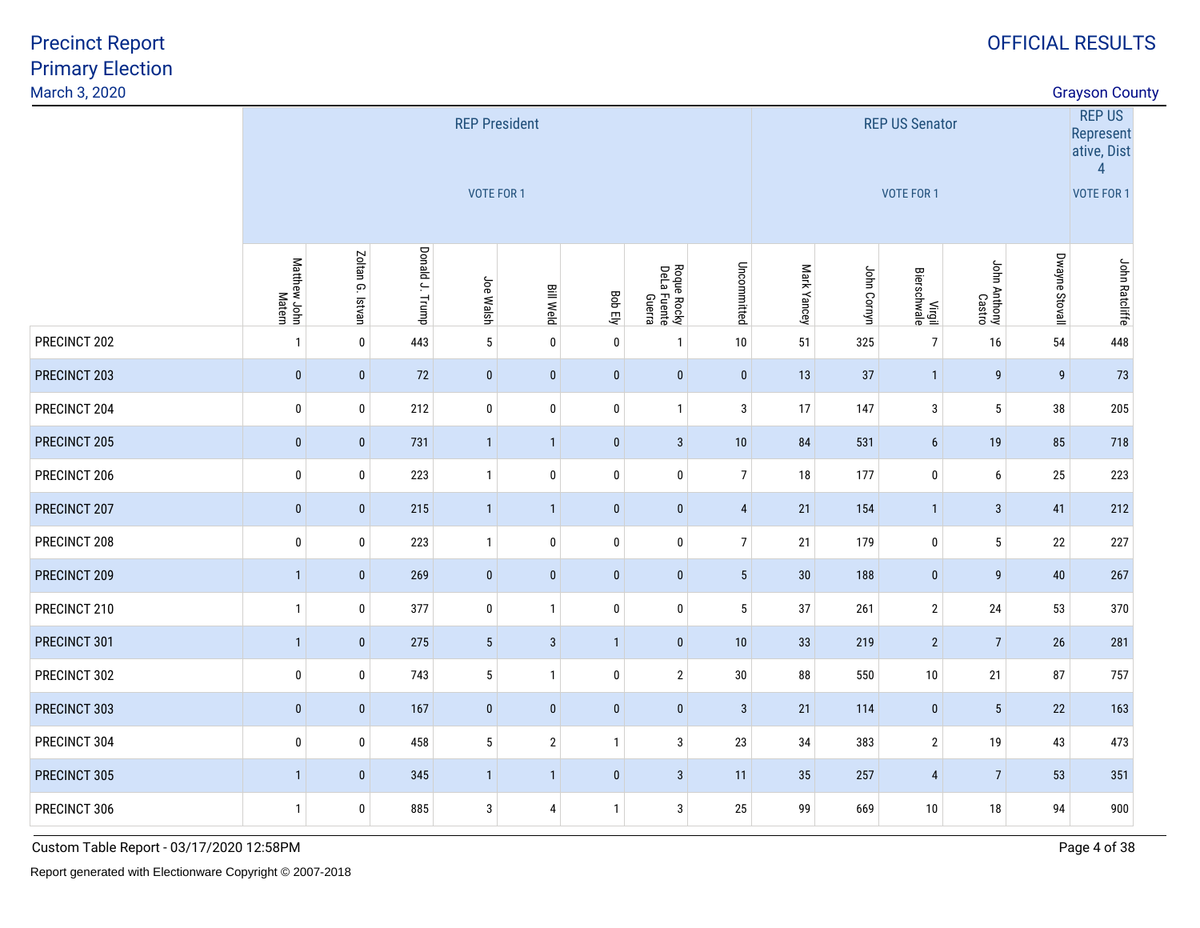# Precinct Report

## Primary Election

March 3, 2020

OFFICIAL RESULTS

Grayson County

| | REP President VOTE FOR 1 | | | | | | | | REP US Senator VOTE FOR 1 | | | | | REP US Representative, Dist 4 VOTE FOR 1 |
|---|---|---|---|---|---|---|---|---|---|---|---|---|---|---|
| | Matthew John Matern | Zoltan G. Istvan | Donald J. Trump | Joe Walsh | Bill Weld | Bob Ely | Roque Rocky DeLa Fuente Guerra | Uncommitted | Mark Yancey | John Cornyn | Virgil Bierschwale | John Anthony Castro | Dwayne Stovall | John Ratcliffe |
| PRECINCT 202 | 1 | 0 | 443 | 5 | 0 | 0 | 1 | 10 | 51 | 325 | 7 | 16 | 54 | 448 |
| PRECINCT 203 | 0 | 0 | 72 | 0 | 0 | 0 | 0 | 0 | 13 | 37 | 1 | 9 | 9 | 73 |
| PRECINCT 204 | 0 | 0 | 212 | 0 | 0 | 0 | 1 | 3 | 17 | 147 | 3 | 5 | 38 | 205 |
| PRECINCT 205 | 0 | 0 | 731 | 1 | 1 | 0 | 3 | 10 | 84 | 531 | 6 | 19 | 85 | 718 |
| PRECINCT 206 | 0 | 0 | 223 | 1 | 0 | 0 | 0 | 7 | 18 | 177 | 0 | 6 | 25 | 223 |
| PRECINCT 207 | 0 | 0 | 215 | 1 | 1 | 0 | 0 | 4 | 21 | 154 | 1 | 3 | 41 | 212 |
| PRECINCT 208 | 0 | 0 | 223 | 1 | 0 | 0 | 0 | 7 | 21 | 179 | 0 | 5 | 22 | 227 |
| PRECINCT 209 | 1 | 0 | 269 | 0 | 0 | 0 | 0 | 5 | 30 | 188 | 0 | 9 | 40 | 267 |
| PRECINCT 210 | 1 | 0 | 377 | 0 | 1 | 0 | 0 | 5 | 37 | 261 | 2 | 24 | 53 | 370 |
| PRECINCT 301 | 1 | 0 | 275 | 5 | 3 | 1 | 0 | 10 | 33 | 219 | 2 | 7 | 26 | 281 |
| PRECINCT 302 | 0 | 0 | 743 | 5 | 1 | 0 | 2 | 30 | 88 | 550 | 10 | 21 | 87 | 757 |
| PRECINCT 303 | 0 | 0 | 167 | 0 | 0 | 0 | 0 | 3 | 21 | 114 | 0 | 5 | 22 | 163 |
| PRECINCT 304 | 0 | 0 | 458 | 5 | 2 | 1 | 3 | 23 | 34 | 383 | 2 | 19 | 43 | 473 |
| PRECINCT 305 | 1 | 0 | 345 | 1 | 1 | 0 | 3 | 11 | 35 | 257 | 4 | 7 | 53 | 351 |
| PRECINCT 306 | 1 | 0 | 885 | 3 | 4 | 1 | 3 | 25 | 99 | 669 | 10 | 18 | 94 | 900 |

Custom Table Report - 03/17/2020 12:58PM

Report generated with Electionware Copyright © 2007-2018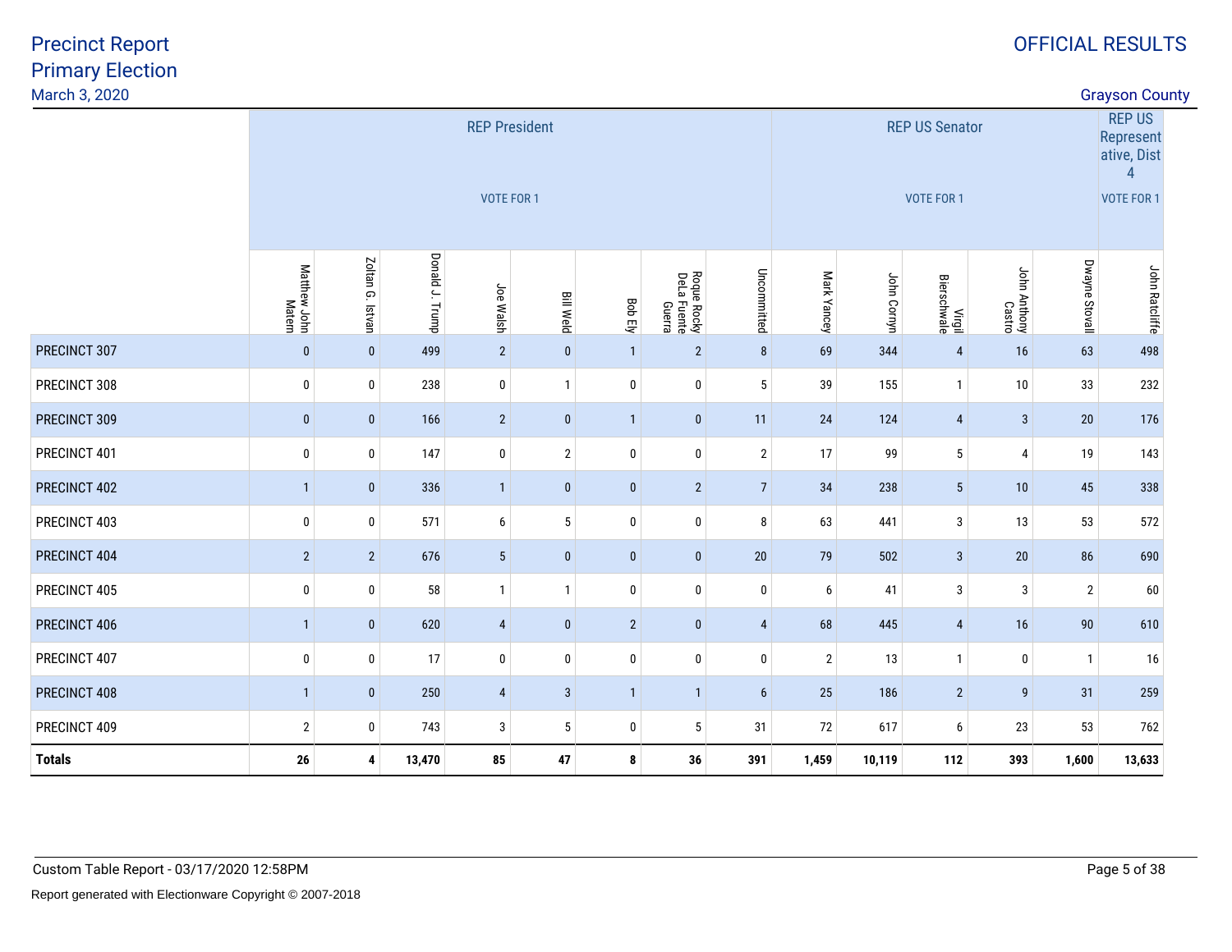# Precinct Report
# Primary Election
March 3, 2020

OFFICIAL RESULTS

Grayson County

| | REP President VOTE FOR 1 | | | | | | | | REP US Senator VOTE FOR 1 | | | | | REP US Representative, Dist 4 VOTE FOR 1 |
|---|---|---|---|---|---|---|---|---|---|---|---|---|---|---|
| | Matthew John Matern | Zoltan G. Istvan | Donald J. Trump | Joe Walsh | Bill Weld | Bob Ely | Roque Rocky DeLa Fuente Guerra | Uncommitted | Mark Yancey | John Cornyn | Virgil Bierschwale | John Anthony Castro | Dwayne Stovall | John Ratcliffe |
| PRECINCT 307 | 0 | 0 | 499 | 2 | 0 | 1 | 2 | 8 | 69 | 344 | 4 | 16 | 63 | 498 |
| PRECINCT 308 | 0 | 0 | 238 | 0 | 1 | 0 | 0 | 5 | 39 | 155 | 1 | 10 | 33 | 232 |
| PRECINCT 309 | 0 | 0 | 166 | 2 | 0 | 1 | 0 | 11 | 24 | 124 | 4 | 3 | 20 | 176 |
| PRECINCT 401 | 0 | 0 | 147 | 0 | 2 | 0 | 0 | 2 | 17 | 99 | 5 | 4 | 19 | 143 |
| PRECINCT 402 | 1 | 0 | 336 | 1 | 0 | 0 | 2 | 7 | 34 | 238 | 5 | 10 | 45 | 338 |
| PRECINCT 403 | 0 | 0 | 571 | 6 | 5 | 0 | 0 | 8 | 63 | 441 | 3 | 13 | 53 | 572 |
| PRECINCT 404 | 2 | 2 | 676 | 5 | 0 | 0 | 0 | 20 | 79 | 502 | 3 | 20 | 86 | 690 |
| PRECINCT 405 | 0 | 0 | 58 | 1 | 1 | 0 | 0 | 0 | 6 | 41 | 3 | 3 | 2 | 60 |
| PRECINCT 406 | 1 | 0 | 620 | 4 | 0 | 2 | 0 | 4 | 68 | 445 | 4 | 16 | 90 | 610 |
| PRECINCT 407 | 0 | 0 | 17 | 0 | 0 | 0 | 0 | 0 | 2 | 13 | 1 | 0 | 1 | 16 |
| PRECINCT 408 | 1 | 0 | 250 | 4 | 3 | 1 | 1 | 6 | 25 | 186 | 2 | 9 | 31 | 259 |
| PRECINCT 409 | 2 | 0 | 743 | 3 | 5 | 0 | 5 | 31 | 72 | 617 | 6 | 23 | 53 | 762 |
| **Totals** | **26** | **4** | **13,470** | **85** | **47** | **8** | **36** | **391** | **1,459** | **10,119** | **112** | **393** | **1,600** | **13,633** |

Custom Table Report - 03/17/2020 12:58PM

Report generated with Electionware Copyright © 2007-2018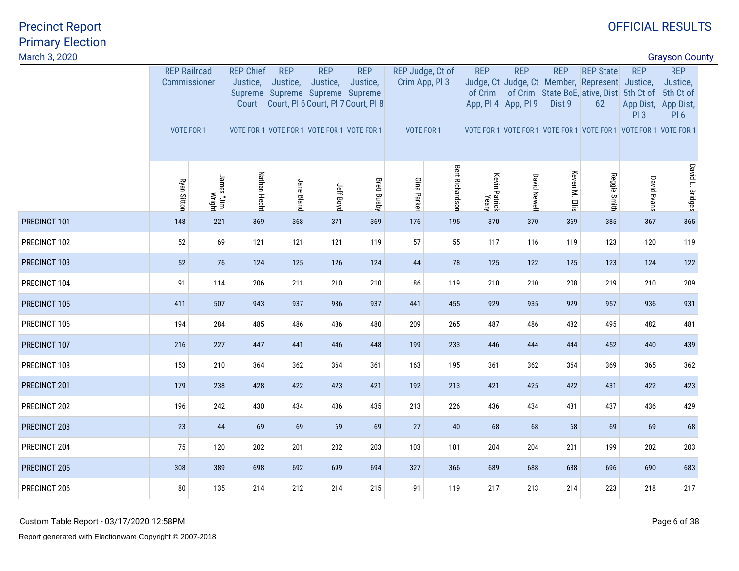Precinct Report
Primary Election
March 3, 2020

OFFICIAL RESULTS

Grayson County

| | REP Railroad Commissioner | | REP Chief Justice, Supreme Court | REP Justice, Supreme Court, Pl 6 | REP Justice, Supreme Court, Pl 7 | REP Justice, Supreme Court, Pl 8 | REP Judge, Ct of Crim App, Pl 3 | | REP Judge, Ct of Crim App, Pl 4 | REP Judge, Ct of Crim App, Pl 9 | REP Member, State BoE, Dist 9 | REP State Representative, Dist 62 | REP Justice, 5th Ct of App Dist, Pl 3 | REP Justice, 5th Ct of App Dist, Pl 6 |
|---|---|---|---|---|---|---|---|---|---|---|---|---|---|---|
| | VOTE FOR 1 | | VOTE FOR 1 | VOTE FOR 1 | VOTE FOR 1 | VOTE FOR 1 | VOTE FOR 1 | | VOTE FOR 1 | VOTE FOR 1 | VOTE FOR 1 | VOTE FOR 1 | VOTE FOR 1 | VOTE FOR 1 |
| | Ryan Sitton | James "Jim" Wright | Nathan Hecht | Jane Bland | Jeff Boyd | Brett Busby | Gina Parker | Bert Richardson | Kevin Patrick Yeary | David Newell | Keven M. Ellis | Reggie Smith | David Evans | David L. Bridges |
| PRECINCT 101 | 148 | 221 | 369 | 368 | 371 | 369 | 176 | 195 | 370 | 370 | 369 | 385 | 367 | 365 |
| PRECINCT 102 | 52 | 69 | 121 | 121 | 121 | 119 | 57 | 55 | 117 | 116 | 119 | 123 | 120 | 119 |
| PRECINCT 103 | 52 | 76 | 124 | 125 | 126 | 124 | 44 | 78 | 125 | 122 | 125 | 123 | 124 | 122 |
| PRECINCT 104 | 91 | 114 | 206 | 211 | 210 | 210 | 86 | 119 | 210 | 210 | 208 | 219 | 210 | 209 |
| PRECINCT 105 | 411 | 507 | 943 | 937 | 936 | 937 | 441 | 455 | 929 | 935 | 929 | 957 | 936 | 931 |
| PRECINCT 106 | 194 | 284 | 485 | 486 | 486 | 480 | 209 | 265 | 487 | 486 | 482 | 495 | 482 | 481 |
| PRECINCT 107 | 216 | 227 | 447 | 441 | 446 | 448 | 199 | 233 | 446 | 444 | 444 | 452 | 440 | 439 |
| PRECINCT 108 | 153 | 210 | 364 | 362 | 364 | 361 | 163 | 195 | 361 | 362 | 364 | 369 | 365 | 362 |
| PRECINCT 201 | 179 | 238 | 428 | 422 | 423 | 421 | 192 | 213 | 421 | 425 | 422 | 431 | 422 | 423 |
| PRECINCT 202 | 196 | 242 | 430 | 434 | 436 | 435 | 213 | 226 | 436 | 434 | 431 | 437 | 436 | 429 |
| PRECINCT 203 | 23 | 44 | 69 | 69 | 69 | 69 | 27 | 40 | 68 | 68 | 68 | 69 | 69 | 68 |
| PRECINCT 204 | 75 | 120 | 202 | 201 | 202 | 203 | 103 | 101 | 204 | 204 | 201 | 199 | 202 | 203 |
| PRECINCT 205 | 308 | 389 | 698 | 692 | 699 | 694 | 327 | 366 | 689 | 688 | 688 | 696 | 690 | 683 |
| PRECINCT 206 | 80 | 135 | 214 | 212 | 214 | 215 | 91 | 119 | 217 | 213 | 214 | 223 | 218 | 217 |

Custom Table Report - 03/17/2020 12:58PM

Report generated with Electionware Copyright © 2007-2018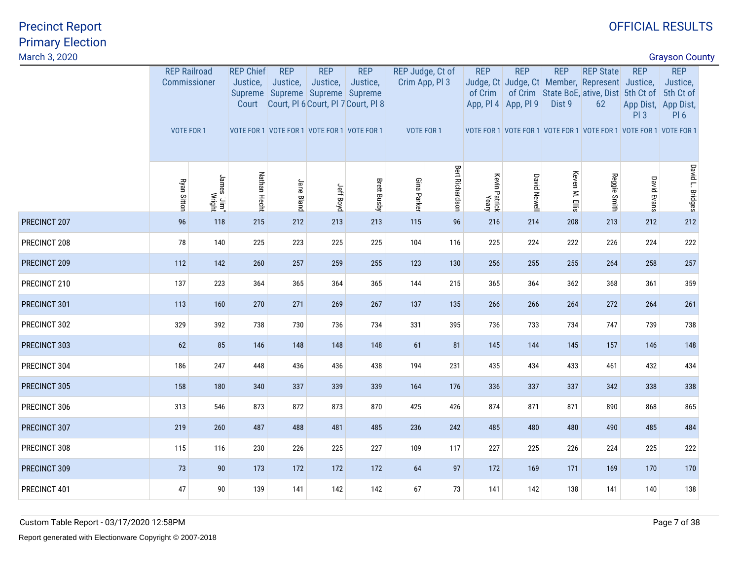# Precinct Report
# Primary Election
March 3, 2020

OFFICIAL RESULTS

Grayson County

| | REP Railroad Commissioner VOTE FOR 1 | | REP Chief Justice, Supreme Court VOTE FOR 1 | REP Justice, Supreme Court, Pl 6 VOTE FOR 1 | REP Justice, Supreme Court, Pl 7 VOTE FOR 1 | REP Justice, Supreme Court, Pl 8 VOTE FOR 1 | REP Judge, Ct of Crim App, Pl 3 VOTE FOR 1 | | REP Judge, Ct of Crim App, Pl 4 VOTE FOR 1 | REP Judge, Ct of Crim App, Pl 9 VOTE FOR 1 | REP Member, State BoE, Dist 9 VOTE FOR 1 | REP State Representative, Dist 62 VOTE FOR 1 | REP Justice, 5th Ct of App Dist, Pl 3 VOTE FOR 1 | REP Justice, 5th Ct of App Dist, Pl 6 VOTE FOR 1 |
|---|---|---|---|---|---|---|---|---|---|---|---|---|---|---|
| | Ryan Sitton | James "Jim" Wright | Nathan Hecht | Jane Bland | Jeff Boyd | Brett Busby | Gina Parker | Bert Richardson | Kevin Patrick Yeary | David Newell | Keven M. Ellis | Reggie Smith | David Evans | David L. Bridges |
| PRECINCT 207 | 96 | 118 | 215 | 212 | 213 | 213 | 115 | 96 | 216 | 214 | 208 | 213 | 212 | 212 |
| PRECINCT 208 | 78 | 140 | 225 | 223 | 225 | 225 | 104 | 116 | 225 | 224 | 222 | 226 | 224 | 222 |
| PRECINCT 209 | 112 | 142 | 260 | 257 | 259 | 255 | 123 | 130 | 256 | 255 | 255 | 264 | 258 | 257 |
| PRECINCT 210 | 137 | 223 | 364 | 365 | 364 | 365 | 144 | 215 | 365 | 364 | 362 | 368 | 361 | 359 |
| PRECINCT 301 | 113 | 160 | 270 | 271 | 269 | 267 | 137 | 135 | 266 | 266 | 264 | 272 | 264 | 261 |
| PRECINCT 302 | 329 | 392 | 738 | 730 | 736 | 734 | 331 | 395 | 736 | 733 | 734 | 747 | 739 | 738 |
| PRECINCT 303 | 62 | 85 | 146 | 148 | 148 | 148 | 61 | 81 | 145 | 144 | 145 | 157 | 146 | 148 |
| PRECINCT 304 | 186 | 247 | 448 | 436 | 436 | 438 | 194 | 231 | 435 | 434 | 433 | 461 | 432 | 434 |
| PRECINCT 305 | 158 | 180 | 340 | 337 | 339 | 339 | 164 | 176 | 336 | 337 | 337 | 342 | 338 | 338 |
| PRECINCT 306 | 313 | 546 | 873 | 872 | 873 | 870 | 425 | 426 | 874 | 871 | 871 | 890 | 868 | 865 |
| PRECINCT 307 | 219 | 260 | 487 | 488 | 481 | 485 | 236 | 242 | 485 | 480 | 480 | 490 | 485 | 484 |
| PRECINCT 308 | 115 | 116 | 230 | 226 | 225 | 227 | 109 | 117 | 227 | 225 | 226 | 224 | 225 | 222 |
| PRECINCT 309 | 73 | 90 | 173 | 172 | 172 | 172 | 64 | 97 | 172 | 169 | 171 | 169 | 170 | 170 |
| PRECINCT 401 | 47 | 90 | 139 | 141 | 142 | 142 | 67 | 73 | 141 | 142 | 138 | 141 | 140 | 138 |

Custom Table Report - 03/17/2020 12:58PM

Report generated with Electionware Copyright © 2007-2018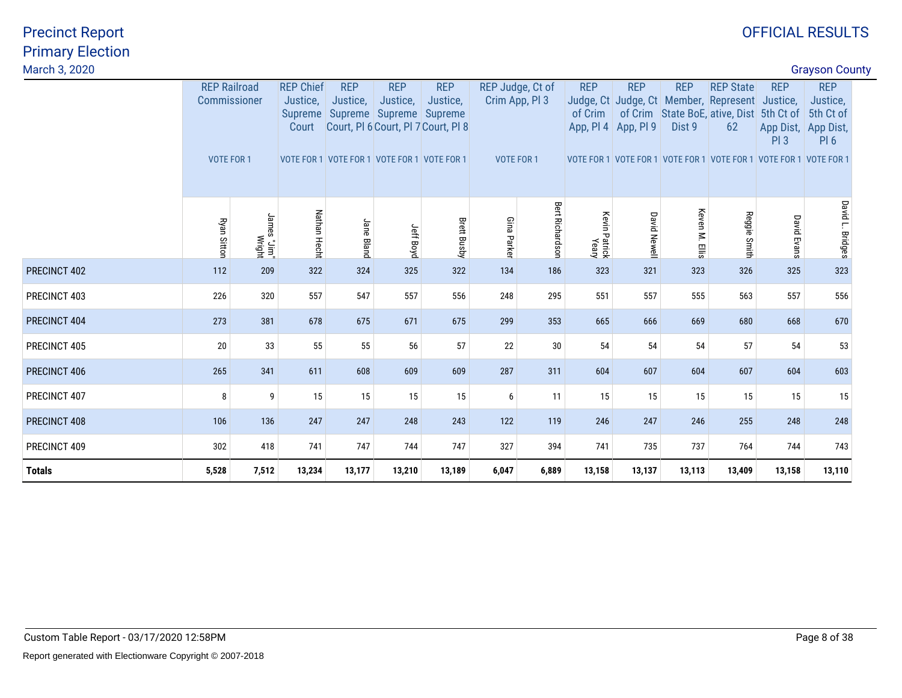# Precinct Report
# Primary Election

March 3, 2020

OFFICIAL RESULTS

Grayson County

| | REP Railroad Commissioner VOTE FOR 1 | | REP Chief Justice, Supreme Court VOTE FOR 1 | REP Justice, Supreme Court, Pl 6 VOTE FOR 1 | REP Justice, Supreme Court, Pl 7 VOTE FOR 1 | REP Justice, Supreme Court, Pl 8 VOTE FOR 1 | REP Judge, Ct of Crim App, Pl 3 VOTE FOR 1 | | REP Judge, Ct of Crim App, Pl 4 VOTE FOR 1 | REP Judge, Ct of Crim App, Pl 9 VOTE FOR 1 | REP Member, State BoE, Dist 9 VOTE FOR 1 | REP State Representative, Dist 62 VOTE FOR 1 | REP Justice, 5th Ct of App Dist, Pl 3 VOTE FOR 1 | REP Justice, 5th Ct of App Dist, Pl 6 VOTE FOR 1 |
|---|---|---|---|---|---|---|---|---|---|---|---|---|---|---|
| | Ryan Sitton | James "Jim" Wright | Nathan Hecht | Jane Bland | Jeff Boyd | Brett Busby | Gina Parker | Bert Richardson | Kevin Patrick Yeary | David Newell | Keven M. Ellis | Reggie Smith | David Evans | David L. Bridges |
| PRECINCT 402 | 112 | 209 | 322 | 324 | 325 | 322 | 134 | 186 | 323 | 321 | 323 | 326 | 325 | 323 |
| PRECINCT 403 | 226 | 320 | 557 | 547 | 557 | 556 | 248 | 295 | 551 | 557 | 555 | 563 | 557 | 556 |
| PRECINCT 404 | 273 | 381 | 678 | 675 | 671 | 675 | 299 | 353 | 665 | 666 | 669 | 680 | 668 | 670 |
| PRECINCT 405 | 20 | 33 | 55 | 55 | 56 | 57 | 22 | 30 | 54 | 54 | 54 | 57 | 54 | 53 |
| PRECINCT 406 | 265 | 341 | 611 | 608 | 609 | 609 | 287 | 311 | 604 | 607 | 604 | 607 | 604 | 603 |
| PRECINCT 407 | 8 | 9 | 15 | 15 | 15 | 15 | 6 | 11 | 15 | 15 | 15 | 15 | 15 | 15 |
| PRECINCT 408 | 106 | 136 | 247 | 247 | 248 | 243 | 122 | 119 | 246 | 247 | 246 | 255 | 248 | 248 |
| PRECINCT 409 | 302 | 418 | 741 | 747 | 744 | 747 | 327 | 394 | 741 | 735 | 737 | 764 | 744 | 743 |
| **Totals** | **5,528** | **7,512** | **13,234** | **13,177** | **13,210** | **13,189** | **6,047** | **6,889** | **13,158** | **13,137** | **13,113** | **13,409** | **13,158** | **13,110** |

Custom Table Report - 03/17/2020 12:58PM

Report generated with Electionware Copyright © 2007-2018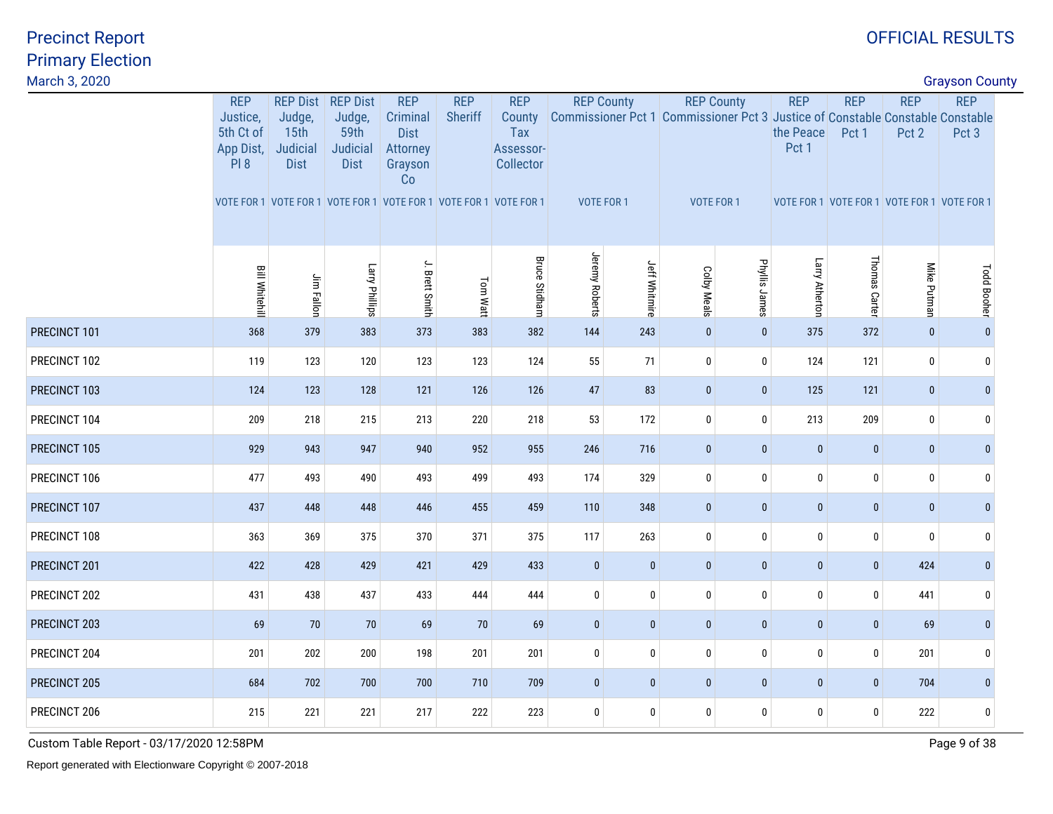# Precinct Report
# Primary Election

March 3, 2020

OFFICIAL RESULTS

Grayson County

| | REP Justice, 5th Ct of App Dist, Pl 8 VOTE FOR 1 | REP Dist Judge, 15th Judicial Dist VOTE FOR 1 | REP Dist Judge, 59th Judicial Dist VOTE FOR 1 | REP Criminal Dist Attorney Grayson Co VOTE FOR 1 | REP Sheriff VOTE FOR 1 | REP County Tax Assessor-Collector VOTE FOR 1 | REP County Commissioner Pct 1 VOTE FOR 1 | | REP County Commissioner Pct 3 VOTE FOR 1 | | REP Justice of the Peace Pct 1 VOTE FOR 1 | REP Constable Pct 1 VOTE FOR 1 | REP Constable Pct 2 VOTE FOR 1 | REP Constable Pct 3 VOTE FOR 1 |
|---|---|---|---|---|---|---|---|---|---|---|---|---|---|---|
| | Bill Whitehill | Jim Fallon | Larry Phillips | J. Brett Smith | Tom Watt | Bruce Stidham | Jeremy Roberts | Jeff Whitmire | Colby Meals | Phyllis James | Larry Atherton | Thomas Carter | Mike Putman | Todd Booher |
| PRECINCT 101 | 368 | 379 | 383 | 373 | 383 | 382 | 144 | 243 | 0 | 0 | 375 | 372 | 0 | 0 |
| PRECINCT 102 | 119 | 123 | 120 | 123 | 123 | 124 | 55 | 71 | 0 | 0 | 124 | 121 | 0 | 0 |
| PRECINCT 103 | 124 | 123 | 128 | 121 | 126 | 126 | 47 | 83 | 0 | 0 | 125 | 121 | 0 | 0 |
| PRECINCT 104 | 209 | 218 | 215 | 213 | 220 | 218 | 53 | 172 | 0 | 0 | 213 | 209 | 0 | 0 |
| PRECINCT 105 | 929 | 943 | 947 | 940 | 952 | 955 | 246 | 716 | 0 | 0 | 0 | 0 | 0 | 0 |
| PRECINCT 106 | 477 | 493 | 490 | 493 | 499 | 493 | 174 | 329 | 0 | 0 | 0 | 0 | 0 | 0 |
| PRECINCT 107 | 437 | 448 | 448 | 446 | 455 | 459 | 110 | 348 | 0 | 0 | 0 | 0 | 0 | 0 |
| PRECINCT 108 | 363 | 369 | 375 | 370 | 371 | 375 | 117 | 263 | 0 | 0 | 0 | 0 | 0 | 0 |
| PRECINCT 201 | 422 | 428 | 429 | 421 | 429 | 433 | 0 | 0 | 0 | 0 | 0 | 0 | 424 | 0 |
| PRECINCT 202 | 431 | 438 | 437 | 433 | 444 | 444 | 0 | 0 | 0 | 0 | 0 | 0 | 441 | 0 |
| PRECINCT 203 | 69 | 70 | 70 | 69 | 70 | 69 | 0 | 0 | 0 | 0 | 0 | 0 | 69 | 0 |
| PRECINCT 204 | 201 | 202 | 200 | 198 | 201 | 201 | 0 | 0 | 0 | 0 | 0 | 0 | 201 | 0 |
| PRECINCT 205 | 684 | 702 | 700 | 700 | 710 | 709 | 0 | 0 | 0 | 0 | 0 | 0 | 704 | 0 |
| PRECINCT 206 | 215 | 221 | 221 | 217 | 222 | 223 | 0 | 0 | 0 | 0 | 0 | 0 | 222 | 0 |

Custom Table Report - 03/17/2020 12:58PM

Report generated with Electionware Copyright © 2007-2018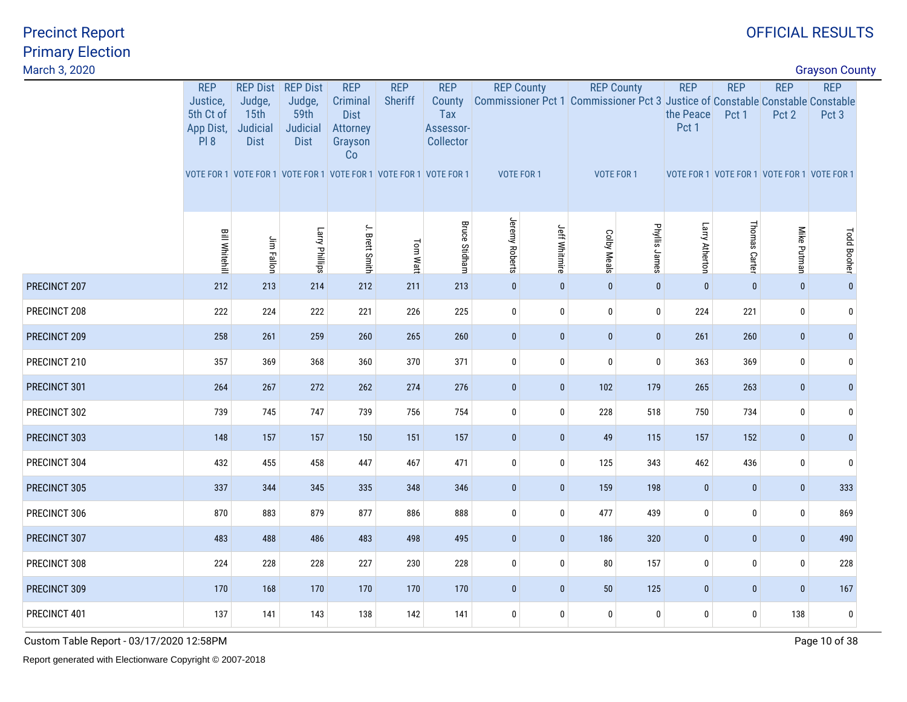# Precinct Report
# Primary Election

March 3, 2020

OFFICIAL RESULTS

Grayson County

| | REP Justice, 5th Ct of App Dist, Pl 8 | REP Dist Judge, 15th Judicial Dist | REP Dist Judge, 59th Judicial Dist | REP Criminal Dist Attorney Grayson Co | REP Sheriff | REP County Tax Assessor-Collector | REP County Commissioner Pct 1 | | REP County Commissioner Pct 3 | | REP Justice of the Peace Pct 1 | REP Constable Pct 1 | REP Constable Pct 2 | REP Constable Pct 3 |
|---|---|---|---|---|---|---|---|---|---|---|---|---|---|---|
| | VOTE FOR 1 | VOTE FOR 1 | VOTE FOR 1 | VOTE FOR 1 | VOTE FOR 1 | VOTE FOR 1 | VOTE FOR 1 | | VOTE FOR 1 | | VOTE FOR 1 | VOTE FOR 1 | VOTE FOR 1 | VOTE FOR 1 |
| | Bill Whitehill | Jim Fallon | Larry Phillips | J. Brett Smith | Tom Watt | Bruce Stidham | Jeremy Roberts | Jeff Whitmire | Colby Meals | Phyllis James | Larry Atherton | Thomas Carter | Mike Putman | Todd Booher |
| PRECINCT 207 | 212 | 213 | 214 | 212 | 211 | 213 | 0 | 0 | 0 | 0 | 0 | 0 | 0 | 0 |
| PRECINCT 208 | 222 | 224 | 222 | 221 | 226 | 225 | 0 | 0 | 0 | 0 | 224 | 221 | 0 | 0 |
| PRECINCT 209 | 258 | 261 | 259 | 260 | 265 | 260 | 0 | 0 | 0 | 0 | 261 | 260 | 0 | 0 |
| PRECINCT 210 | 357 | 369 | 368 | 360 | 370 | 371 | 0 | 0 | 0 | 0 | 363 | 369 | 0 | 0 |
| PRECINCT 301 | 264 | 267 | 272 | 262 | 274 | 276 | 0 | 0 | 102 | 179 | 265 | 263 | 0 | 0 |
| PRECINCT 302 | 739 | 745 | 747 | 739 | 756 | 754 | 0 | 0 | 228 | 518 | 750 | 734 | 0 | 0 |
| PRECINCT 303 | 148 | 157 | 157 | 150 | 151 | 157 | 0 | 0 | 49 | 115 | 157 | 152 | 0 | 0 |
| PRECINCT 304 | 432 | 455 | 458 | 447 | 467 | 471 | 0 | 0 | 125 | 343 | 462 | 436 | 0 | 0 |
| PRECINCT 305 | 337 | 344 | 345 | 335 | 348 | 346 | 0 | 0 | 159 | 198 | 0 | 0 | 0 | 333 |
| PRECINCT 306 | 870 | 883 | 879 | 877 | 886 | 888 | 0 | 0 | 477 | 439 | 0 | 0 | 0 | 869 |
| PRECINCT 307 | 483 | 488 | 486 | 483 | 498 | 495 | 0 | 0 | 186 | 320 | 0 | 0 | 0 | 490 |
| PRECINCT 308 | 224 | 228 | 228 | 227 | 230 | 228 | 0 | 0 | 80 | 157 | 0 | 0 | 0 | 228 |
| PRECINCT 309 | 170 | 168 | 170 | 170 | 170 | 170 | 0 | 0 | 50 | 125 | 0 | 0 | 0 | 167 |
| PRECINCT 401 | 137 | 141 | 143 | 138 | 142 | 141 | 0 | 0 | 0 | 0 | 0 | 0 | 138 | 0 |

Custom Table Report - 03/17/2020 12:58PM

Report generated with Electionware Copyright © 2007-2018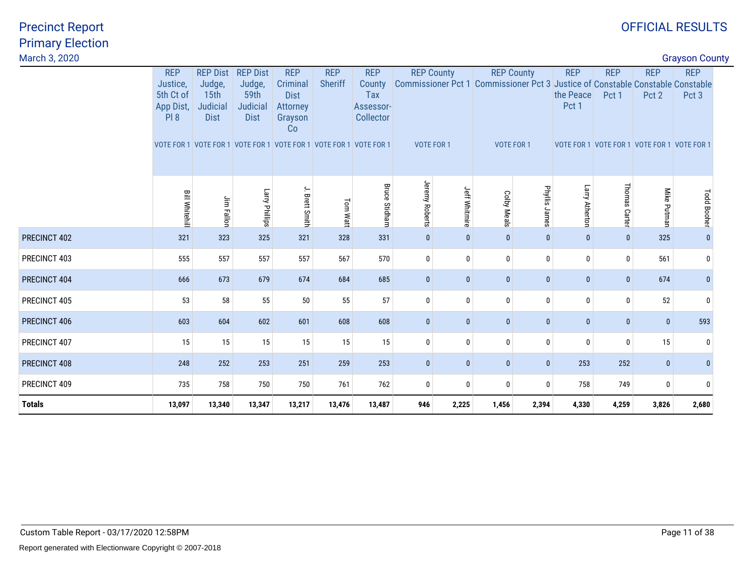# Precinct Report
# Primary Election
March 3, 2020

OFFICIAL RESULTS

Grayson County

| | REP Justice, 5th Ct of App Dist, Pl 8 | REP Dist Judge, 15th Judicial Dist | REP Dist Judge, 59th Judicial Dist | REP Criminal Dist Attorney Grayson Co | REP Sheriff | REP County Tax Assessor-Collector | REP County Commissioner Pct 1 | | REP County Commissioner Pct 3 | | REP Justice of the Peace Pct 1 | REP Constable Pct 1 | REP Constable Pct 2 | REP Constable Pct 3 |
|---|---|---|---|---|---|---|---|---|---|---|---|---|---|---|
| | VOTE FOR 1 | VOTE FOR 1 | VOTE FOR 1 | VOTE FOR 1 | VOTE FOR 1 | VOTE FOR 1 | VOTE FOR 1 | | VOTE FOR 1 | | VOTE FOR 1 | VOTE FOR 1 | VOTE FOR 1 | VOTE FOR 1 |
| | Bill Whitehill | Jim Fallon | Larry Phillips | J. Brett Smith | Tom Watt | Bruce Stidham | Jeremy Roberts | Jeff Whitmire | Colby Meals | Phyllis James | Larry Atherton | Thomas Carter | Mike Putman | Todd Booher |
| PRECINCT 402 | 321 | 323 | 325 | 321 | 328 | 331 | 0 | 0 | 0 | 0 | 0 | 0 | 325 | 0 |
| PRECINCT 403 | 555 | 557 | 557 | 557 | 567 | 570 | 0 | 0 | 0 | 0 | 0 | 0 | 561 | 0 |
| PRECINCT 404 | 666 | 673 | 679 | 674 | 684 | 685 | 0 | 0 | 0 | 0 | 0 | 0 | 674 | 0 |
| PRECINCT 405 | 53 | 58 | 55 | 50 | 55 | 57 | 0 | 0 | 0 | 0 | 0 | 0 | 52 | 0 |
| PRECINCT 406 | 603 | 604 | 602 | 601 | 608 | 608 | 0 | 0 | 0 | 0 | 0 | 0 | 0 | 593 |
| PRECINCT 407 | 15 | 15 | 15 | 15 | 15 | 15 | 0 | 0 | 0 | 0 | 0 | 0 | 15 | 0 |
| PRECINCT 408 | 248 | 252 | 253 | 251 | 259 | 253 | 0 | 0 | 0 | 0 | 253 | 252 | 0 | 0 |
| PRECINCT 409 | 735 | 758 | 750 | 750 | 761 | 762 | 0 | 0 | 0 | 0 | 758 | 749 | 0 | 0 |
| **Totals** | **13,097** | **13,340** | **13,347** | **13,217** | **13,476** | **13,487** | **946** | **2,225** | **1,456** | **2,394** | **4,330** | **4,259** | **3,826** | **2,680** |

Custom Table Report - 03/17/2020 12:58PM

Report generated with Electionware Copyright © 2007-2018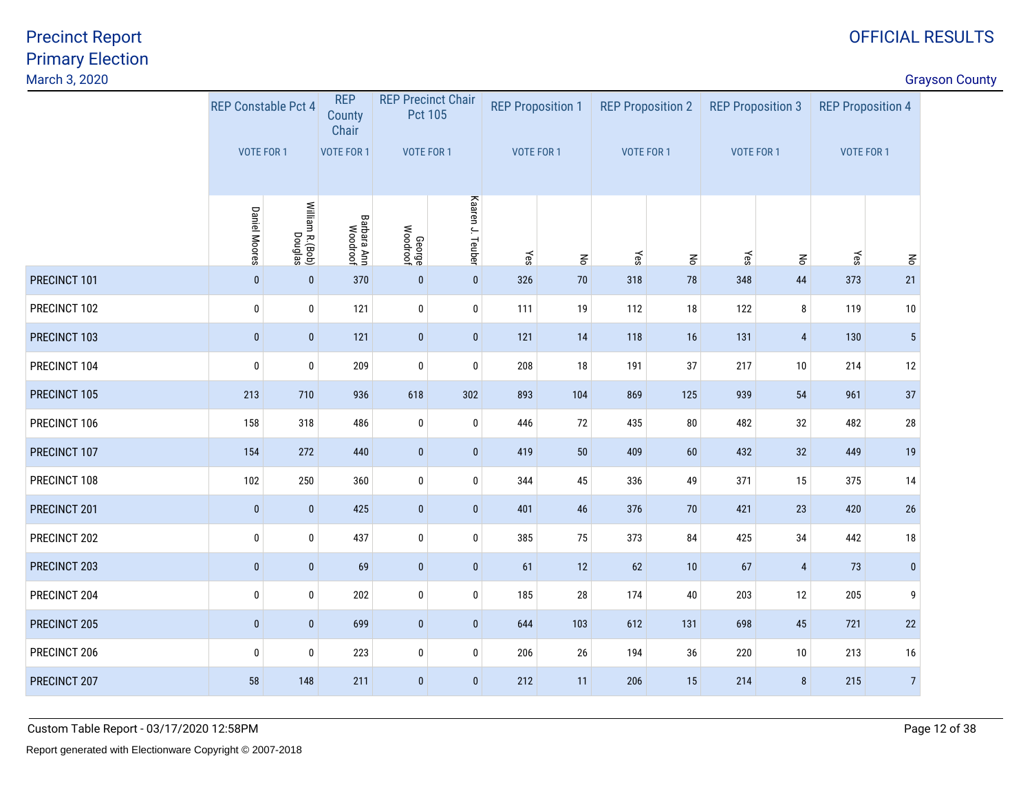# Precinct Report
## Primary Election

March 3, 2020

OFFICIAL RESULTS

Grayson County

| | REP Constable Pct 4 VOTE FOR 1 | | REP County Chair VOTE FOR 1 | REP Precinct Chair Pct 105 VOTE FOR 1 | | REP Proposition 1 VOTE FOR 1 | | REP Proposition 2 VOTE FOR 1 | | REP Proposition 3 VOTE FOR 1 | | REP Proposition 4 VOTE FOR 1 | |
|---|---|---|---|---|---|---|---|---|---|---|---|---|---|
| | Daniel Moores | William R. (Bob) Douglas | Barbara Ann Woodroof | George Woodroof | Kaaren J. Teuber | Yes | No | Yes | No | Yes | No | Yes | No |
| PRECINCT 101 | 0 | 0 | 370 | 0 | 0 | 326 | 70 | 318 | 78 | 348 | 44 | 373 | 21 |
| PRECINCT 102 | 0 | 0 | 121 | 0 | 0 | 111 | 19 | 112 | 18 | 122 | 8 | 119 | 10 |
| PRECINCT 103 | 0 | 0 | 121 | 0 | 0 | 121 | 14 | 118 | 16 | 131 | 4 | 130 | 5 |
| PRECINCT 104 | 0 | 0 | 209 | 0 | 0 | 208 | 18 | 191 | 37 | 217 | 10 | 214 | 12 |
| PRECINCT 105 | 213 | 710 | 936 | 618 | 302 | 893 | 104 | 869 | 125 | 939 | 54 | 961 | 37 |
| PRECINCT 106 | 158 | 318 | 486 | 0 | 0 | 446 | 72 | 435 | 80 | 482 | 32 | 482 | 28 |
| PRECINCT 107 | 154 | 272 | 440 | 0 | 0 | 419 | 50 | 409 | 60 | 432 | 32 | 449 | 19 |
| PRECINCT 108 | 102 | 250 | 360 | 0 | 0 | 344 | 45 | 336 | 49 | 371 | 15 | 375 | 14 |
| PRECINCT 201 | 0 | 0 | 425 | 0 | 0 | 401 | 46 | 376 | 70 | 421 | 23 | 420 | 26 |
| PRECINCT 202 | 0 | 0 | 437 | 0 | 0 | 385 | 75 | 373 | 84 | 425 | 34 | 442 | 18 |
| PRECINCT 203 | 0 | 0 | 69 | 0 | 0 | 61 | 12 | 62 | 10 | 67 | 4 | 73 | 0 |
| PRECINCT 204 | 0 | 0 | 202 | 0 | 0 | 185 | 28 | 174 | 40 | 203 | 12 | 205 | 9 |
| PRECINCT 205 | 0 | 0 | 699 | 0 | 0 | 644 | 103 | 612 | 131 | 698 | 45 | 721 | 22 |
| PRECINCT 206 | 0 | 0 | 223 | 0 | 0 | 206 | 26 | 194 | 36 | 220 | 10 | 213 | 16 |
| PRECINCT 207 | 58 | 148 | 211 | 0 | 0 | 212 | 11 | 206 | 15 | 214 | 8 | 215 | 7 |

Custom Table Report - 03/17/2020 12:58PM

Report generated with Electionware Copyright © 2007-2018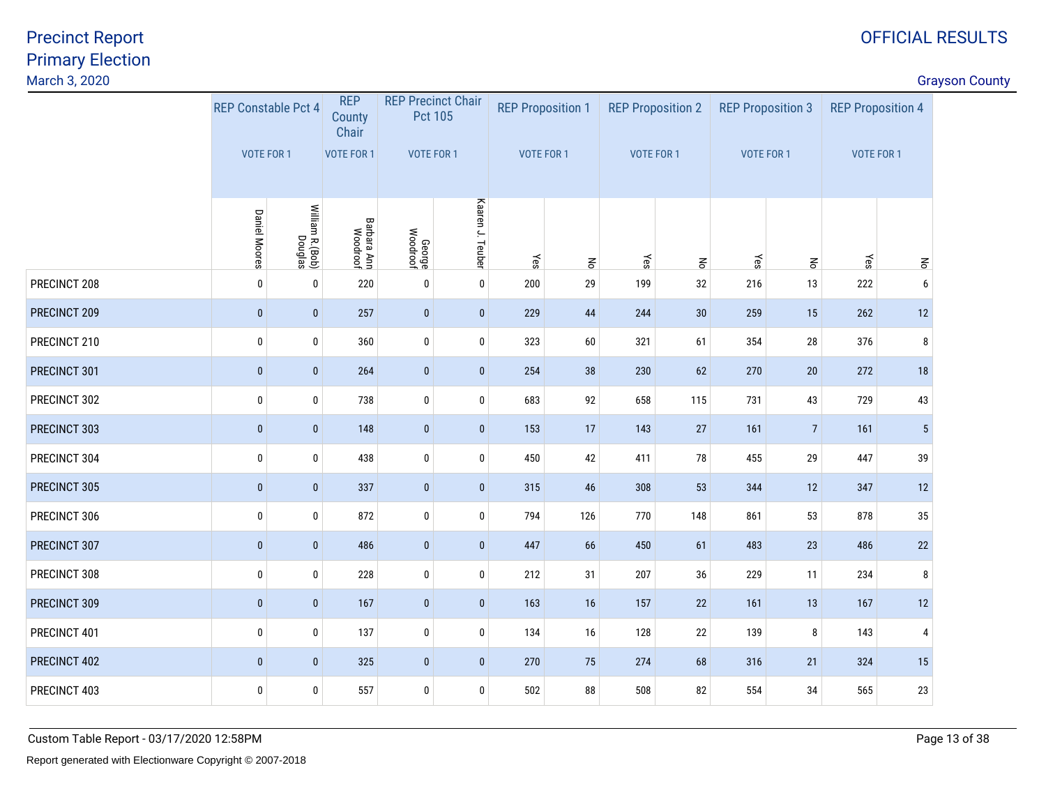# Precinct Report
# Primary Election

March 3, 2020

**OFFICIAL RESULTS**

Grayson County

| | REP Constable Pct 4 VOTE FOR 1 | | REP County Chair VOTE FOR 1 | REP Precinct Chair Pct 105 VOTE FOR 1 | | REP Proposition 1 VOTE FOR 1 | | REP Proposition 2 VOTE FOR 1 | | REP Proposition 3 VOTE FOR 1 | | REP Proposition 4 VOTE FOR 1 | |
|---|---|---|---|---|---|---|---|---|---|---|---|---|---|
| | Daniel Moores | William R. (Bob) Douglas | Barbara Ann Woodroof | George Woodroof | Kaaren J. Teuber | Yes | No | Yes | No | Yes | No | Yes | No |
| PRECINCT 208 | 0 | 0 | 220 | 0 | 0 | 200 | 29 | 199 | 32 | 216 | 13 | 222 | 6 |
| PRECINCT 209 | 0 | 0 | 257 | 0 | 0 | 229 | 44 | 244 | 30 | 259 | 15 | 262 | 12 |
| PRECINCT 210 | 0 | 0 | 360 | 0 | 0 | 323 | 60 | 321 | 61 | 354 | 28 | 376 | 8 |
| PRECINCT 301 | 0 | 0 | 264 | 0 | 0 | 254 | 38 | 230 | 62 | 270 | 20 | 272 | 18 |
| PRECINCT 302 | 0 | 0 | 738 | 0 | 0 | 683 | 92 | 658 | 115 | 731 | 43 | 729 | 43 |
| PRECINCT 303 | 0 | 0 | 148 | 0 | 0 | 153 | 17 | 143 | 27 | 161 | 7 | 161 | 5 |
| PRECINCT 304 | 0 | 0 | 438 | 0 | 0 | 450 | 42 | 411 | 78 | 455 | 29 | 447 | 39 |
| PRECINCT 305 | 0 | 0 | 337 | 0 | 0 | 315 | 46 | 308 | 53 | 344 | 12 | 347 | 12 |
| PRECINCT 306 | 0 | 0 | 872 | 0 | 0 | 794 | 126 | 770 | 148 | 861 | 53 | 878 | 35 |
| PRECINCT 307 | 0 | 0 | 486 | 0 | 0 | 447 | 66 | 450 | 61 | 483 | 23 | 486 | 22 |
| PRECINCT 308 | 0 | 0 | 228 | 0 | 0 | 212 | 31 | 207 | 36 | 229 | 11 | 234 | 8 |
| PRECINCT 309 | 0 | 0 | 167 | 0 | 0 | 163 | 16 | 157 | 22 | 161 | 13 | 167 | 12 |
| PRECINCT 401 | 0 | 0 | 137 | 0 | 0 | 134 | 16 | 128 | 22 | 139 | 8 | 143 | 4 |
| PRECINCT 402 | 0 | 0 | 325 | 0 | 0 | 270 | 75 | 274 | 68 | 316 | 21 | 324 | 15 |
| PRECINCT 403 | 0 | 0 | 557 | 0 | 0 | 502 | 88 | 508 | 82 | 554 | 34 | 565 | 23 |

Custom Table Report - 03/17/2020 12:58PM

Report generated with Electionware Copyright © 2007-2018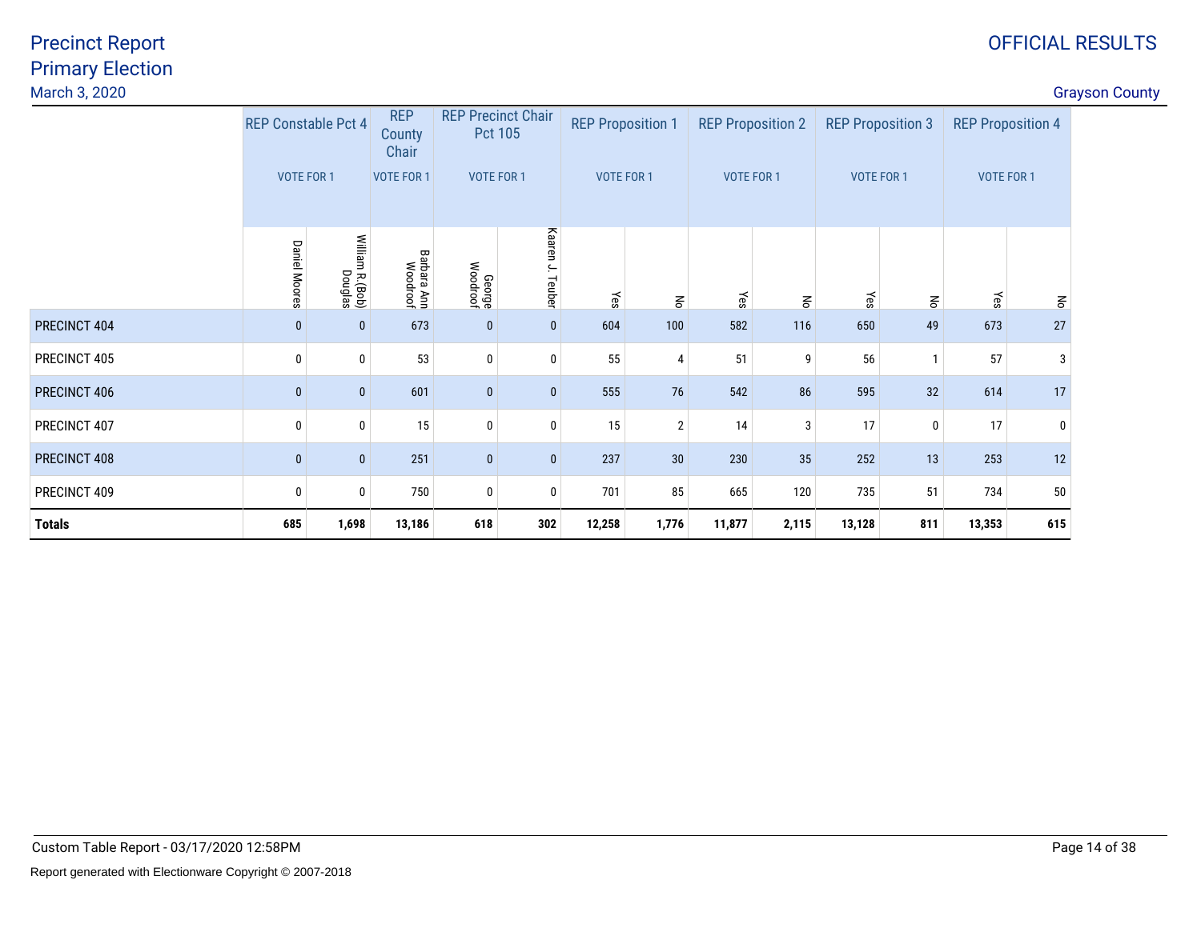# Precinct Report
# Primary Election
March 3, 2020

OFFICIAL RESULTS

Grayson County

| | REP Constable Pct 4 VOTE FOR 1 | | REP County Chair VOTE FOR 1 | REP Precinct Chair Pct 105 VOTE FOR 1 | | REP Proposition 1 VOTE FOR 1 | | REP Proposition 2 VOTE FOR 1 | | REP Proposition 3 VOTE FOR 1 | | REP Proposition 4 VOTE FOR 1 | |
|---|---|---|---|---|---|---|---|---|---|---|---|---|---|
| | Daniel Moores | William R. (Bob) Douglas | Barbara Ann Woodroof | George Woodroof | Kaaren J. Teuber | Yes | No | Yes | No | Yes | No | Yes | No |
| PRECINCT 404 | 0 | 0 | 673 | 0 | 0 | 604 | 100 | 582 | 116 | 650 | 49 | 673 | 27 |
| PRECINCT 405 | 0 | 0 | 53 | 0 | 0 | 55 | 4 | 51 | 9 | 56 | 1 | 57 | 3 |
| PRECINCT 406 | 0 | 0 | 601 | 0 | 0 | 555 | 76 | 542 | 86 | 595 | 32 | 614 | 17 |
| PRECINCT 407 | 0 | 0 | 15 | 0 | 0 | 15 | 2 | 14 | 3 | 17 | 0 | 17 | 0 |
| PRECINCT 408 | 0 | 0 | 251 | 0 | 0 | 237 | 30 | 230 | 35 | 252 | 13 | 253 | 12 |
| PRECINCT 409 | 0 | 0 | 750 | 0 | 0 | 701 | 85 | 665 | 120 | 735 | 51 | 734 | 50 |
| **Totals** | **685** | **1,698** | **13,186** | **618** | **302** | **12,258** | **1,776** | **11,877** | **2,115** | **13,128** | **811** | **13,353** | **615** |

Custom Table Report - 03/17/2020 12:58PM

Report generated with Electionware Copyright © 2007-2018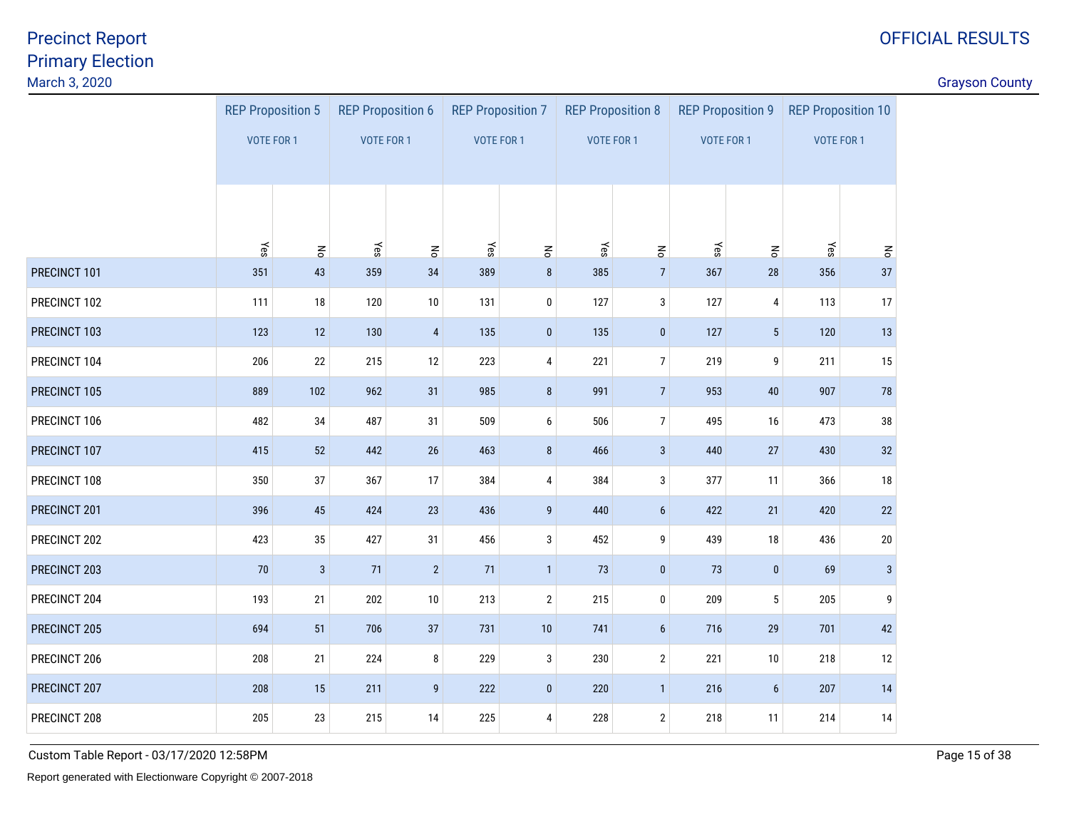# Precinct Report
## Primary Election
March 3, 2020

OFFICIAL RESULTS

Grayson County

| | REP Proposition 5 VOTE FOR 1 | | REP Proposition 6 VOTE FOR 1 | | REP Proposition 7 VOTE FOR 1 | | REP Proposition 8 VOTE FOR 1 | | REP Proposition 9 VOTE FOR 1 | | REP Proposition 10 VOTE FOR 1 | |
|---|---|---|---|---|---|---|---|---|---|---|---|---|
| | Yes | No | Yes | No | Yes | No | Yes | No | Yes | No | Yes | No |
| PRECINCT 101 | 351 | 43 | 359 | 34 | 389 | 8 | 385 | 7 | 367 | 28 | 356 | 37 |
| PRECINCT 102 | 111 | 18 | 120 | 10 | 131 | 0 | 127 | 3 | 127 | 4 | 113 | 17 |
| PRECINCT 103 | 123 | 12 | 130 | 4 | 135 | 0 | 135 | 0 | 127 | 5 | 120 | 13 |
| PRECINCT 104 | 206 | 22 | 215 | 12 | 223 | 4 | 221 | 7 | 219 | 9 | 211 | 15 |
| PRECINCT 105 | 889 | 102 | 962 | 31 | 985 | 8 | 991 | 7 | 953 | 40 | 907 | 78 |
| PRECINCT 106 | 482 | 34 | 487 | 31 | 509 | 6 | 506 | 7 | 495 | 16 | 473 | 38 |
| PRECINCT 107 | 415 | 52 | 442 | 26 | 463 | 8 | 466 | 3 | 440 | 27 | 430 | 32 |
| PRECINCT 108 | 350 | 37 | 367 | 17 | 384 | 4 | 384 | 3 | 377 | 11 | 366 | 18 |
| PRECINCT 201 | 396 | 45 | 424 | 23 | 436 | 9 | 440 | 6 | 422 | 21 | 420 | 22 |
| PRECINCT 202 | 423 | 35 | 427 | 31 | 456 | 3 | 452 | 9 | 439 | 18 | 436 | 20 |
| PRECINCT 203 | 70 | 3 | 71 | 2 | 71 | 1 | 73 | 0 | 73 | 0 | 69 | 3 |
| PRECINCT 204 | 193 | 21 | 202 | 10 | 213 | 2 | 215 | 0 | 209 | 5 | 205 | 9 |
| PRECINCT 205 | 694 | 51 | 706 | 37 | 731 | 10 | 741 | 6 | 716 | 29 | 701 | 42 |
| PRECINCT 206 | 208 | 21 | 224 | 8 | 229 | 3 | 230 | 2 | 221 | 10 | 218 | 12 |
| PRECINCT 207 | 208 | 15 | 211 | 9 | 222 | 0 | 220 | 1 | 216 | 6 | 207 | 14 |
| PRECINCT 208 | 205 | 23 | 215 | 14 | 225 | 4 | 228 | 2 | 218 | 11 | 214 | 14 |

Custom Table Report - 03/17/2020 12:58PM

Report generated with Electionware Copyright © 2007-2018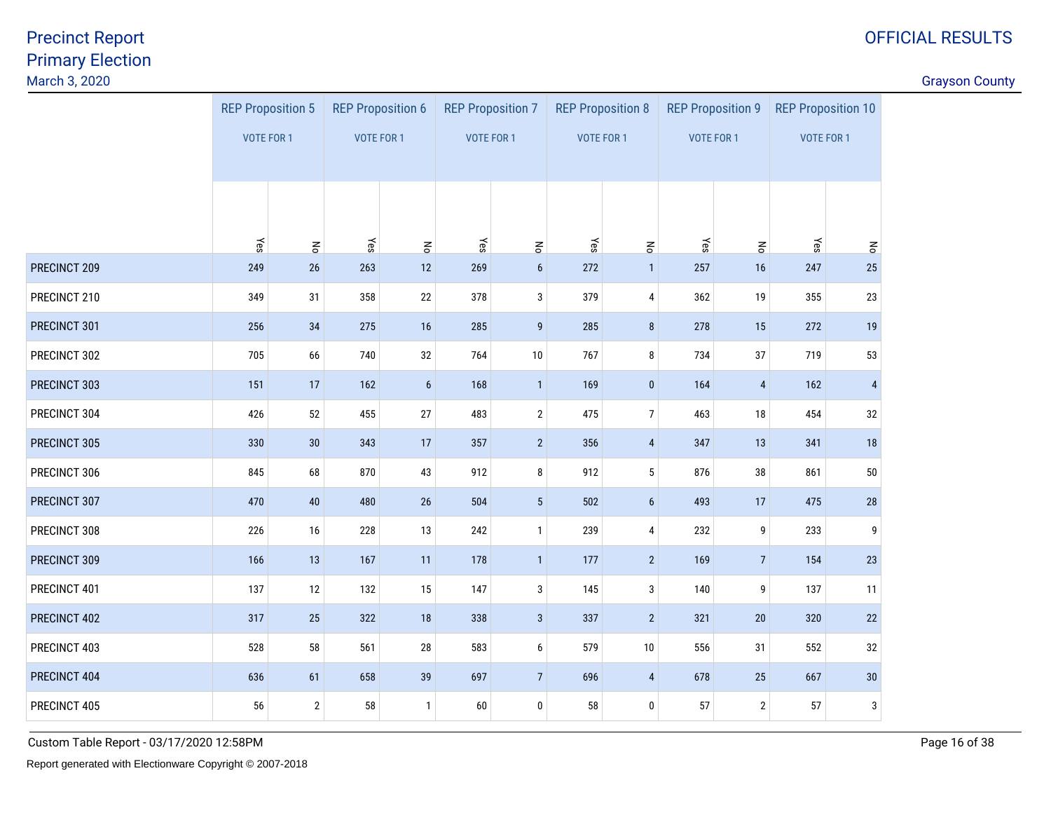# Precinct Report
# Primary Election
March 3, 2020

OFFICIAL RESULTS

Grayson County

| | REP Proposition 5 VOTE FOR 1 | | REP Proposition 6 VOTE FOR 1 | | REP Proposition 7 VOTE FOR 1 | | REP Proposition 8 VOTE FOR 1 | | REP Proposition 9 VOTE FOR 1 | | REP Proposition 10 VOTE FOR 1 | |
|---|---|---|---|---|---|---|---|---|---|---|---|---|
| | Yes | No | Yes | No | Yes | No | Yes | No | Yes | No | Yes | No |
| PRECINCT 209 | 249 | 26 | 263 | 12 | 269 | 6 | 272 | 1 | 257 | 16 | 247 | 25 |
| PRECINCT 210 | 349 | 31 | 358 | 22 | 378 | 3 | 379 | 4 | 362 | 19 | 355 | 23 |
| PRECINCT 301 | 256 | 34 | 275 | 16 | 285 | 9 | 285 | 8 | 278 | 15 | 272 | 19 |
| PRECINCT 302 | 705 | 66 | 740 | 32 | 764 | 10 | 767 | 8 | 734 | 37 | 719 | 53 |
| PRECINCT 303 | 151 | 17 | 162 | 6 | 168 | 1 | 169 | 0 | 164 | 4 | 162 | 4 |
| PRECINCT 304 | 426 | 52 | 455 | 27 | 483 | 2 | 475 | 7 | 463 | 18 | 454 | 32 |
| PRECINCT 305 | 330 | 30 | 343 | 17 | 357 | 2 | 356 | 4 | 347 | 13 | 341 | 18 |
| PRECINCT 306 | 845 | 68 | 870 | 43 | 912 | 8 | 912 | 5 | 876 | 38 | 861 | 50 |
| PRECINCT 307 | 470 | 40 | 480 | 26 | 504 | 5 | 502 | 6 | 493 | 17 | 475 | 28 |
| PRECINCT 308 | 226 | 16 | 228 | 13 | 242 | 1 | 239 | 4 | 232 | 9 | 233 | 9 |
| PRECINCT 309 | 166 | 13 | 167 | 11 | 178 | 1 | 177 | 2 | 169 | 7 | 154 | 23 |
| PRECINCT 401 | 137 | 12 | 132 | 15 | 147 | 3 | 145 | 3 | 140 | 9 | 137 | 11 |
| PRECINCT 402 | 317 | 25 | 322 | 18 | 338 | 3 | 337 | 2 | 321 | 20 | 320 | 22 |
| PRECINCT 403 | 528 | 58 | 561 | 28 | 583 | 6 | 579 | 10 | 556 | 31 | 552 | 32 |
| PRECINCT 404 | 636 | 61 | 658 | 39 | 697 | 7 | 696 | 4 | 678 | 25 | 667 | 30 |
| PRECINCT 405 | 56 | 2 | 58 | 1 | 60 | 0 | 58 | 0 | 57 | 2 | 57 | 3 |

Custom Table Report - 03/17/2020 12:58PM

Report generated with Electionware Copyright © 2007-2018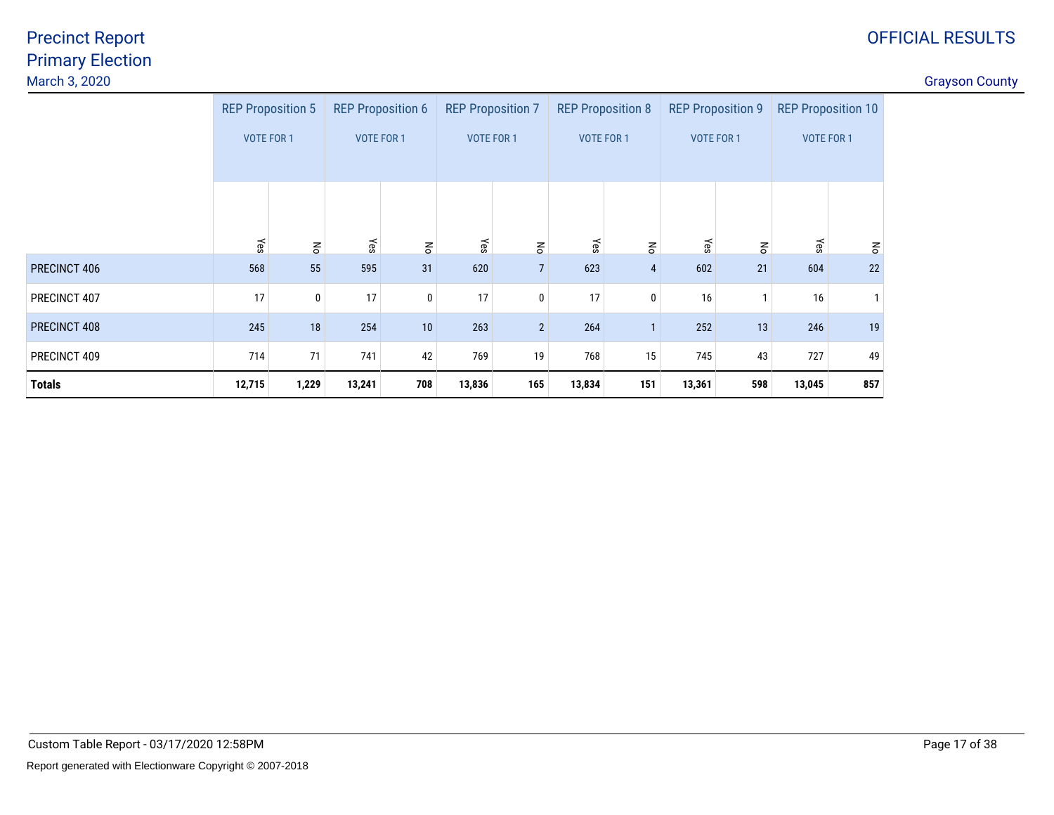# Precinct Report
## Primary Election
March 3, 2020

OFFICIAL RESULTS

Grayson County

| | REP Proposition 5 VOTE FOR 1 | | REP Proposition 6 VOTE FOR 1 | | REP Proposition 7 VOTE FOR 1 | | REP Proposition 8 VOTE FOR 1 | | REP Proposition 9 VOTE FOR 1 | | REP Proposition 10 VOTE FOR 1 | |
|---|---|---|---|---|---|---|---|---|---|---|---|---|
| | Yes | No | Yes | No | Yes | No | Yes | No | Yes | No | Yes | No |
| PRECINCT 406 | 568 | 55 | 595 | 31 | 620 | 7 | 623 | 4 | 602 | 21 | 604 | 22 |
| PRECINCT 407 | 17 | 0 | 17 | 0 | 17 | 0 | 17 | 0 | 16 | 1 | 16 | 1 |
| PRECINCT 408 | 245 | 18 | 254 | 10 | 263 | 2 | 264 | 1 | 252 | 13 | 246 | 19 |
| PRECINCT 409 | 714 | 71 | 741 | 42 | 769 | 19 | 768 | 15 | 745 | 43 | 727 | 49 |
| **Totals** | **12,715** | **1,229** | **13,241** | **708** | **13,836** | **165** | **13,834** | **151** | **13,361** | **598** | **13,045** | **857** |

Custom Table Report - 03/17/2020 12:58PM

Report generated with Electionware Copyright © 2007-2018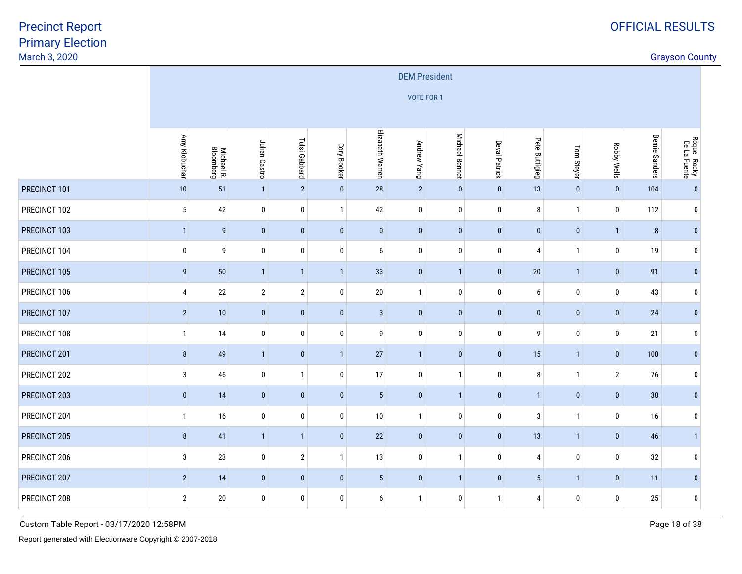# Precinct Report
## Primary Election
March 3, 2020

OFFICIAL RESULTS

Grayson County

| | DEM President VOTE FOR 1 | | | | | | | | | | | | | |
|---|---|---|---|---|---|---|---|---|---|---|---|---|---|---|
| | Amy Klobuchar | Michael R. Bloomberg | Julian Castro | Tulsi Gabbard | Cory Booker | Elizabeth Warren | Andrew Yang | Michael Bennet | Deval Patrick | Pete Buttigieg | Tom Steyer | Robby Wells | Bernie Sanders | Roque "Rocky" De La Fuente |
| PRECINCT 101 | 10 | 51 | 1 | 2 | 0 | 28 | 2 | 0 | 0 | 13 | 0 | 0 | 104 | 0 |
| PRECINCT 102 | 5 | 42 | 0 | 0 | 1 | 42 | 0 | 0 | 0 | 8 | 1 | 0 | 112 | 0 |
| PRECINCT 103 | 1 | 9 | 0 | 0 | 0 | 0 | 0 | 0 | 0 | 0 | 0 | 1 | 8 | 0 |
| PRECINCT 104 | 0 | 9 | 0 | 0 | 0 | 6 | 0 | 0 | 0 | 4 | 1 | 0 | 19 | 0 |
| PRECINCT 105 | 9 | 50 | 1 | 1 | 1 | 33 | 0 | 1 | 0 | 20 | 1 | 0 | 91 | 0 |
| PRECINCT 106 | 4 | 22 | 2 | 2 | 0 | 20 | 1 | 0 | 0 | 6 | 0 | 0 | 43 | 0 |
| PRECINCT 107 | 2 | 10 | 0 | 0 | 0 | 3 | 0 | 0 | 0 | 0 | 0 | 0 | 24 | 0 |
| PRECINCT 108 | 1 | 14 | 0 | 0 | 0 | 9 | 0 | 0 | 0 | 9 | 0 | 0 | 21 | 0 |
| PRECINCT 201 | 8 | 49 | 1 | 0 | 1 | 27 | 1 | 0 | 0 | 15 | 1 | 0 | 100 | 0 |
| PRECINCT 202 | 3 | 46 | 0 | 1 | 0 | 17 | 0 | 1 | 0 | 8 | 1 | 2 | 76 | 0 |
| PRECINCT 203 | 0 | 14 | 0 | 0 | 0 | 5 | 0 | 1 | 0 | 1 | 0 | 0 | 30 | 0 |
| PRECINCT 204 | 1 | 16 | 0 | 0 | 0 | 10 | 1 | 0 | 0 | 3 | 1 | 0 | 16 | 0 |
| PRECINCT 205 | 8 | 41 | 1 | 1 | 0 | 22 | 0 | 0 | 0 | 13 | 1 | 0 | 46 | 1 |
| PRECINCT 206 | 3 | 23 | 0 | 2 | 1 | 13 | 0 | 1 | 0 | 4 | 0 | 0 | 32 | 0 |
| PRECINCT 207 | 2 | 14 | 0 | 0 | 0 | 5 | 0 | 1 | 0 | 5 | 1 | 0 | 11 | 0 |
| PRECINCT 208 | 2 | 20 | 0 | 0 | 0 | 6 | 1 | 0 | 1 | 4 | 0 | 0 | 25 | 0 |

Custom Table Report - 03/17/2020 12:58PM

Report generated with Electionware Copyright © 2007-2018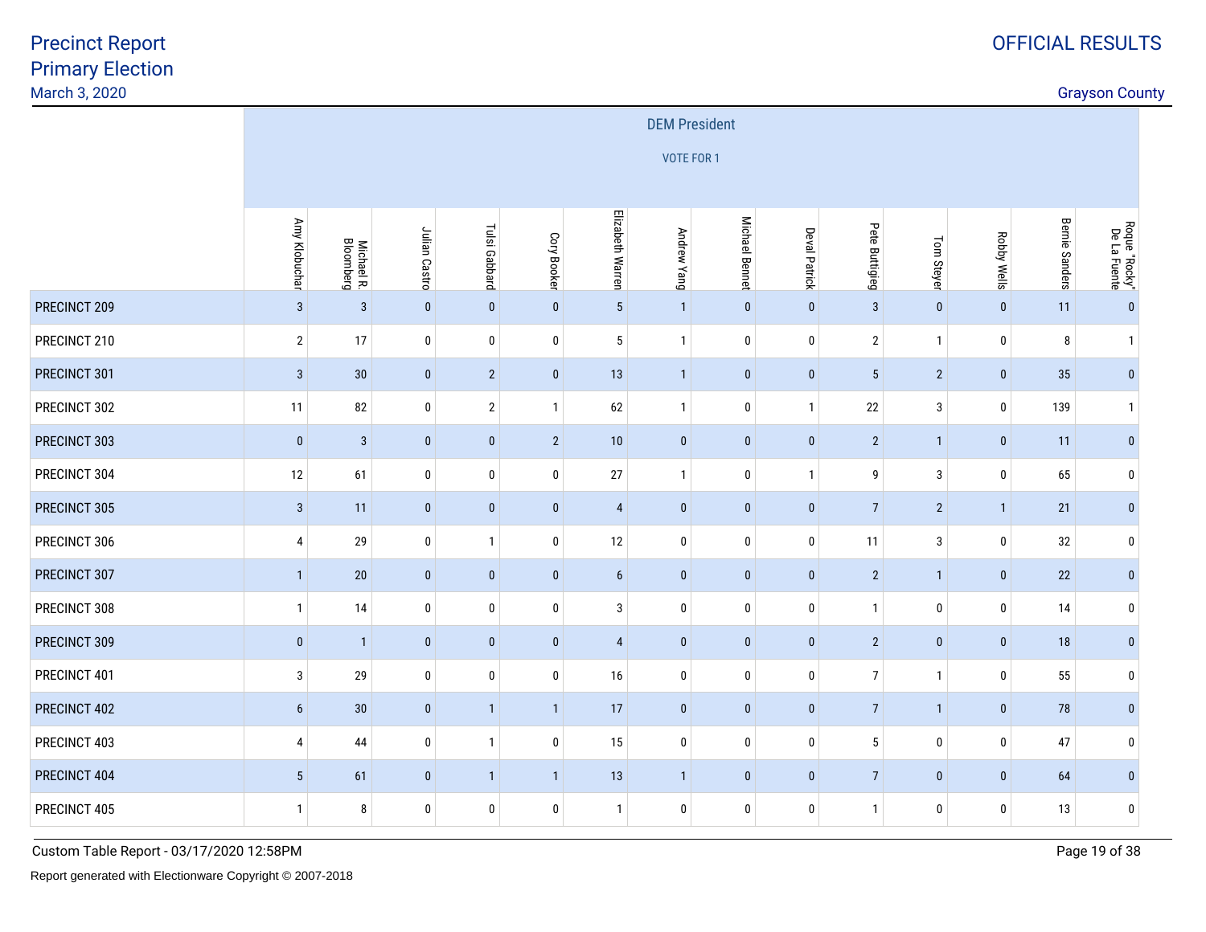# Precinct Report
## Primary Election
March 3, 2020

OFFICIAL RESULTS

Grayson County

| | DEM President | | | | | | | | | | | | | |
|---|---|---|---|---|---|---|---|---|---|---|---|---|---|---|
| | VOTE FOR 1 | | | | | | | | | | | | | |
| | Amy Klobuchar | Michael R. Bloomberg | Julian Castro | Tulsi Gabbard | Cory Booker | Elizabeth Warren | Andrew Yang | Michael Bennet | Deval Patrick | Pete Buttigieg | Tom Steyer | Robby Wells | Bernie Sanders | Roque "Rocky" De La Fuente |
| PRECINCT 209 | 3 | 3 | 0 | 0 | 0 | 5 | 1 | 0 | 0 | 3 | 0 | 0 | 11 | 0 |
| PRECINCT 210 | 2 | 17 | 0 | 0 | 0 | 5 | 1 | 0 | 0 | 2 | 1 | 0 | 8 | 1 |
| PRECINCT 301 | 3 | 30 | 0 | 2 | 0 | 13 | 1 | 0 | 0 | 5 | 2 | 0 | 35 | 0 |
| PRECINCT 302 | 11 | 82 | 0 | 2 | 1 | 62 | 1 | 0 | 1 | 22 | 3 | 0 | 139 | 1 |
| PRECINCT 303 | 0 | 3 | 0 | 0 | 2 | 10 | 0 | 0 | 0 | 2 | 1 | 0 | 11 | 0 |
| PRECINCT 304 | 12 | 61 | 0 | 0 | 0 | 27 | 1 | 0 | 1 | 9 | 3 | 0 | 65 | 0 |
| PRECINCT 305 | 3 | 11 | 0 | 0 | 0 | 4 | 0 | 0 | 0 | 7 | 2 | 1 | 21 | 0 |
| PRECINCT 306 | 4 | 29 | 0 | 1 | 0 | 12 | 0 | 0 | 0 | 11 | 3 | 0 | 32 | 0 |
| PRECINCT 307 | 1 | 20 | 0 | 0 | 0 | 6 | 0 | 0 | 0 | 2 | 1 | 0 | 22 | 0 |
| PRECINCT 308 | 1 | 14 | 0 | 0 | 0 | 3 | 0 | 0 | 0 | 1 | 0 | 0 | 14 | 0 |
| PRECINCT 309 | 0 | 1 | 0 | 0 | 0 | 4 | 0 | 0 | 0 | 2 | 0 | 0 | 18 | 0 |
| PRECINCT 401 | 3 | 29 | 0 | 0 | 0 | 16 | 0 | 0 | 0 | 7 | 1 | 0 | 55 | 0 |
| PRECINCT 402 | 6 | 30 | 0 | 1 | 1 | 17 | 0 | 0 | 0 | 7 | 1 | 0 | 78 | 0 |
| PRECINCT 403 | 4 | 44 | 0 | 1 | 0 | 15 | 0 | 0 | 0 | 5 | 0 | 0 | 47 | 0 |
| PRECINCT 404 | 5 | 61 | 0 | 1 | 1 | 13 | 1 | 0 | 0 | 7 | 0 | 0 | 64 | 0 |
| PRECINCT 405 | 1 | 8 | 0 | 0 | 0 | 1 | 0 | 0 | 0 | 1 | 0 | 0 | 13 | 0 |

Custom Table Report - 03/17/2020 12:58PM

Report generated with Electionware Copyright © 2007-2018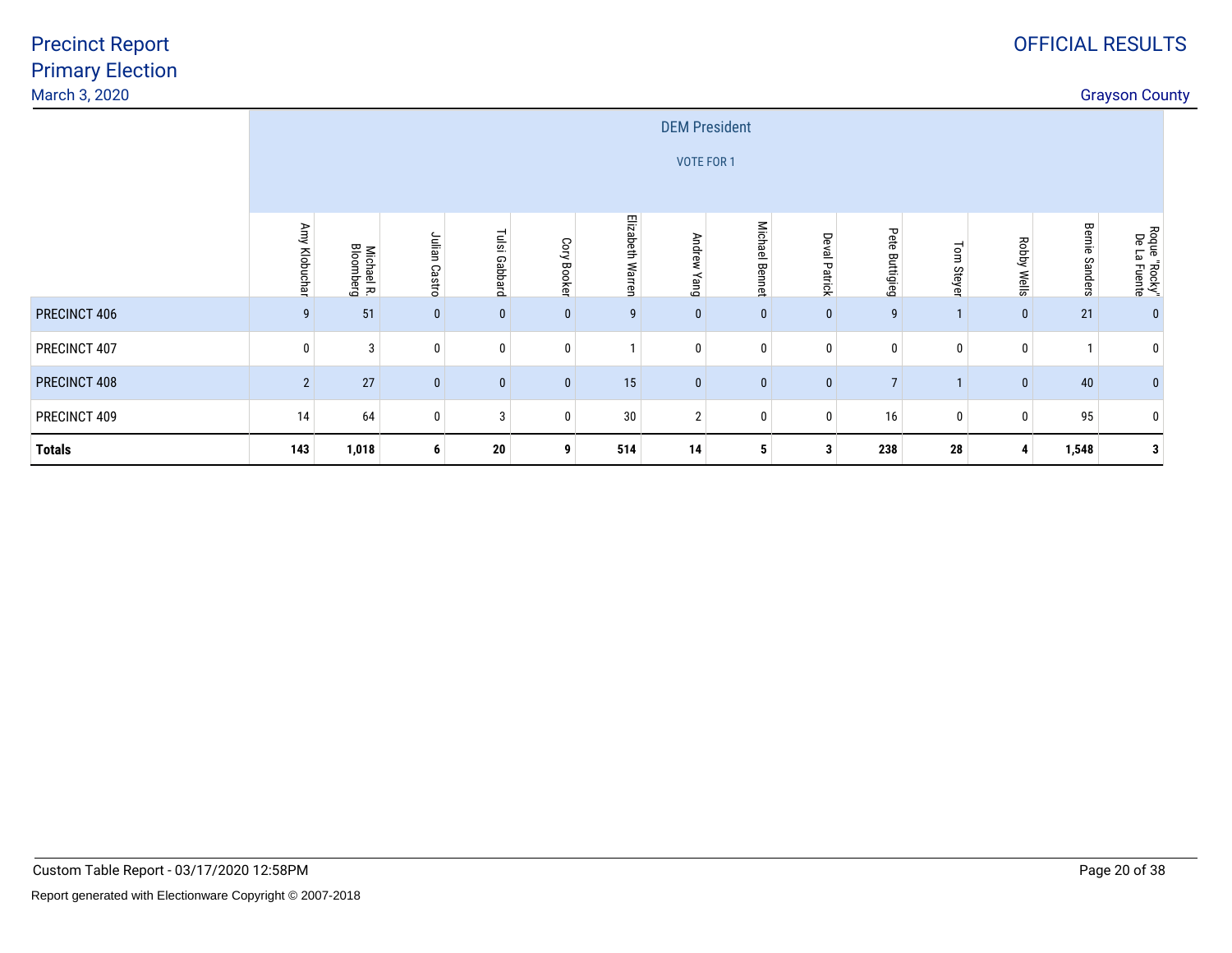# Precinct Report
## Primary Election
March 3, 2020

OFFICIAL RESULTS

Grayson County

| | DEM President VOTE FOR 1 | | | | | | | | | | | | | |
|---|---|---|---|---|---|---|---|---|---|---|---|---|---|---|
| | Amy Klobuchar | Michael R. Bloomberg | Julian Castro | Tulsi Gabbard | Cory Booker | Elizabeth Warren | Andrew Yang | Michael Bennet | Deval Patrick | Pete Buttigieg | Tom Steyer | Robby Wells | Bernie Sanders | Roque "Rocky" De La Fuente |
| PRECINCT 406 | 9 | 51 | 0 | 0 | 0 | 9 | 0 | 0 | 0 | 9 | 1 | 0 | 21 | 0 |
| PRECINCT 407 | 0 | 3 | 0 | 0 | 0 | 1 | 0 | 0 | 0 | 0 | 0 | 0 | 1 | 0 |
| PRECINCT 408 | 2 | 27 | 0 | 0 | 0 | 15 | 0 | 0 | 0 | 7 | 1 | 0 | 40 | 0 |
| PRECINCT 409 | 14 | 64 | 0 | 3 | 0 | 30 | 2 | 0 | 0 | 16 | 0 | 0 | 95 | 0 |
| **Totals** | **143** | **1,018** | **6** | **20** | **9** | **514** | **14** | **5** | **3** | **238** | **28** | **4** | **1,548** | **3** |

Custom Table Report - 03/17/2020 12:58PM

Report generated with Electionware Copyright © 2007-2018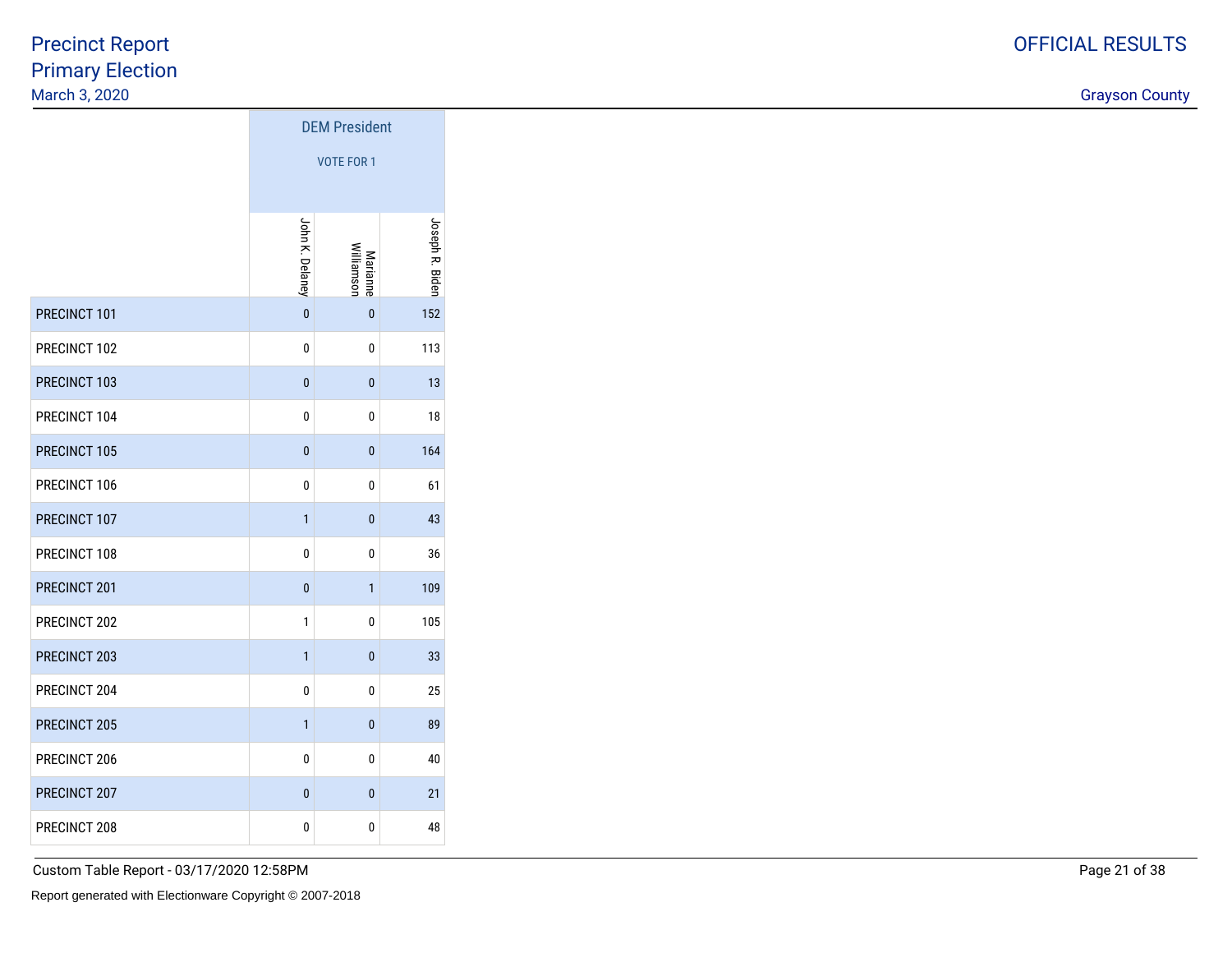# Precinct Report
## Primary Election
March 3, 2020

OFFICIAL RESULTS

Grayson County

| | DEM President VOTE FOR 1 | | |
|---|---|---|---|
| | John K. Delaney | Marianne Williamson | Joseph R. Biden |
| PRECINCT 101 | 0 | 0 | 152 |
| PRECINCT 102 | 0 | 0 | 113 |
| PRECINCT 103 | 0 | 0 | 13 |
| PRECINCT 104 | 0 | 0 | 18 |
| PRECINCT 105 | 0 | 0 | 164 |
| PRECINCT 106 | 0 | 0 | 61 |
| PRECINCT 107 | 1 | 0 | 43 |
| PRECINCT 108 | 0 | 0 | 36 |
| PRECINCT 201 | 0 | 1 | 109 |
| PRECINCT 202 | 1 | 0 | 105 |
| PRECINCT 203 | 1 | 0 | 33 |
| PRECINCT 204 | 0 | 0 | 25 |
| PRECINCT 205 | 1 | 0 | 89 |
| PRECINCT 206 | 0 | 0 | 40 |
| PRECINCT 207 | 0 | 0 | 21 |
| PRECINCT 208 | 0 | 0 | 48 |

Custom Table Report - 03/17/2020 12:58PM

Report generated with Electionware Copyright © 2007-2018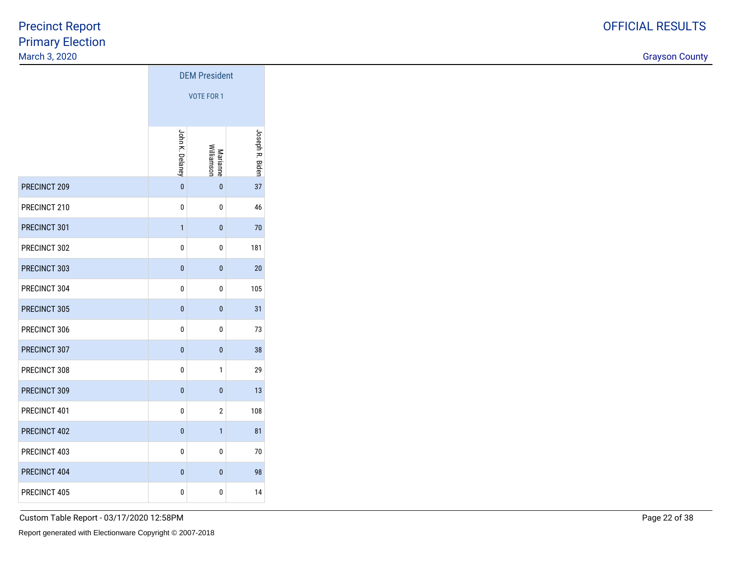Precinct Report
Primary Election
March 3, 2020

OFFICIAL RESULTS

Grayson County

| | DEM President VOTE FOR 1 | | |
|---|---|---|---|
| | John K. Delaney | Marianne Williamson | Joseph R. Biden |
| PRECINCT 209 | 0 | 0 | 37 |
| PRECINCT 210 | 0 | 0 | 46 |
| PRECINCT 301 | 1 | 0 | 70 |
| PRECINCT 302 | 0 | 0 | 181 |
| PRECINCT 303 | 0 | 0 | 20 |
| PRECINCT 304 | 0 | 0 | 105 |
| PRECINCT 305 | 0 | 0 | 31 |
| PRECINCT 306 | 0 | 0 | 73 |
| PRECINCT 307 | 0 | 0 | 38 |
| PRECINCT 308 | 0 | 1 | 29 |
| PRECINCT 309 | 0 | 0 | 13 |
| PRECINCT 401 | 0 | 2 | 108 |
| PRECINCT 402 | 0 | 1 | 81 |
| PRECINCT 403 | 0 | 0 | 70 |
| PRECINCT 404 | 0 | 0 | 98 |
| PRECINCT 405 | 0 | 0 | 14 |

Custom Table Report - 03/17/2020 12:58PM

Report generated with Electionware Copyright © 2007-2018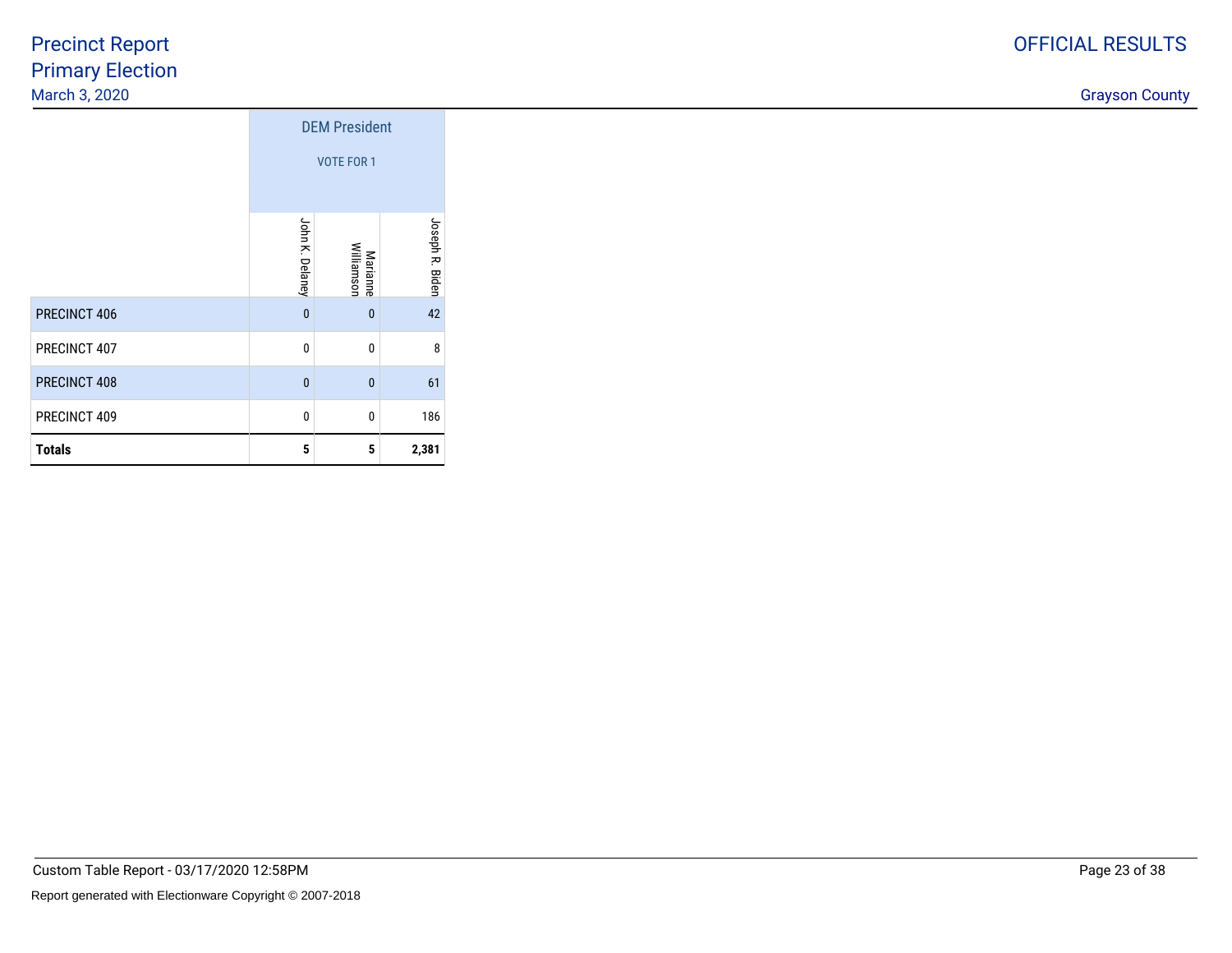# Precinct Report
## Primary Election
March 3, 2020

OFFICIAL RESULTS

Grayson County

| | DEM President VOTE FOR 1 | | |
|---|---|---|---|
| | John K. Delaney | Marianne Williamson | Joseph R. Biden |
| PRECINCT 406 | 0 | 0 | 42 |
| PRECINCT 407 | 0 | 0 | 8 |
| PRECINCT 408 | 0 | 0 | 61 |
| PRECINCT 409 | 0 | 0 | 186 |
| **Totals** | **5** | **5** | **2,381** |

Custom Table Report - 03/17/2020 12:58PM

Report generated with Electionware Copyright © 2007-2018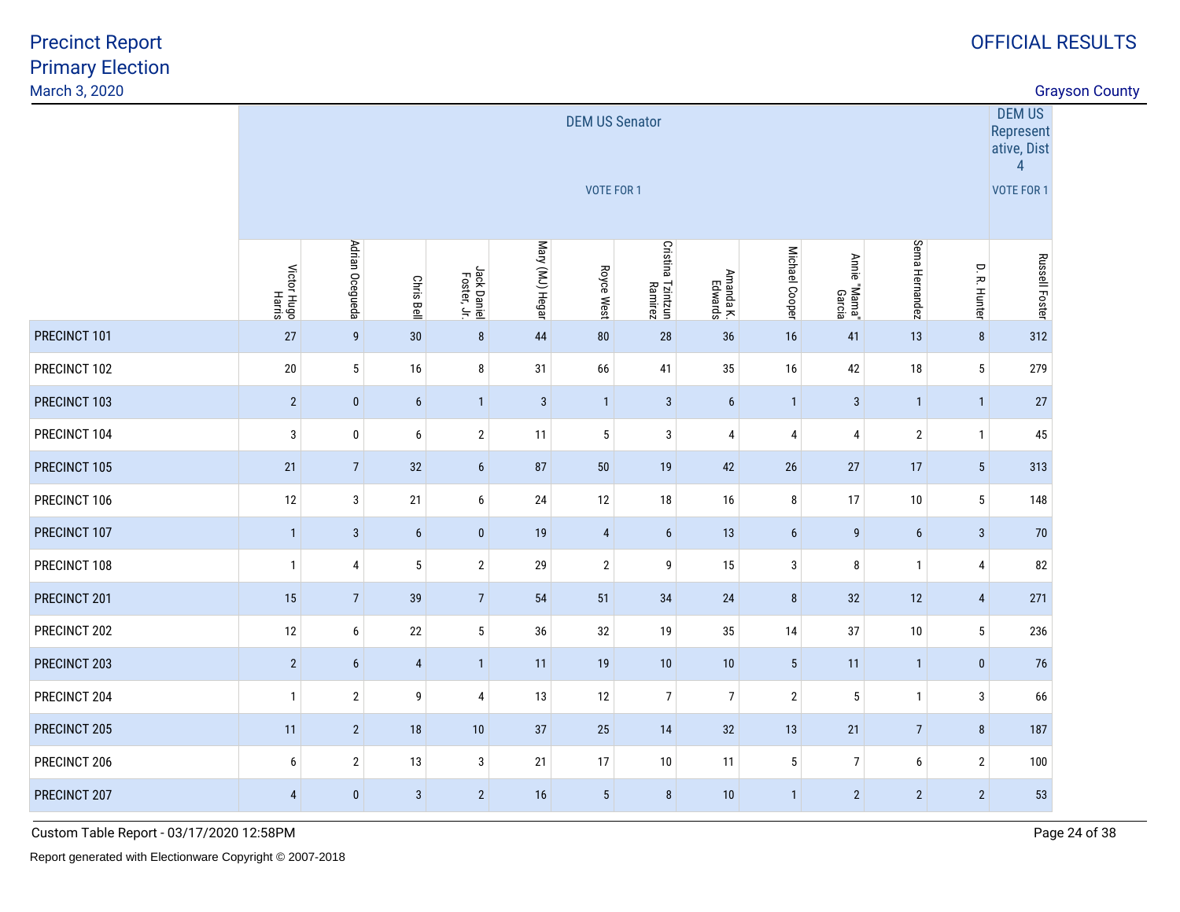# Precinct Report
## Primary Election
March 3, 2020

OFFICIAL RESULTS

Grayson County

| | DEM US Senator VOTE FOR 1 | | | | | | | | | | | | DEM US Representative, Dist 4 VOTE FOR 1 |
|---|---|---|---|---|---|---|---|---|---|---|---|---|---|
| | Victor Hugo Harris | Adrian Ocegueda | Chris Bell | Jack Daniel Foster, Jr. | Mary (MJ) Hegar | Royce West | Cristina Tzintzun Ramirez | Amanda K. Edwards | Michael Cooper | Annie "Mama" Garcia | Sema Hernandez | D. R. Hunter | Russell Foster |
| PRECINCT 101 | 27 | 9 | 30 | 8 | 44 | 80 | 28 | 36 | 16 | 41 | 13 | 8 | 312 |
| PRECINCT 102 | 20 | 5 | 16 | 8 | 31 | 66 | 41 | 35 | 16 | 42 | 18 | 5 | 279 |
| PRECINCT 103 | 2 | 0 | 6 | 1 | 3 | 1 | 3 | 6 | 1 | 3 | 1 | 1 | 27 |
| PRECINCT 104 | 3 | 0 | 6 | 2 | 11 | 5 | 3 | 4 | 4 | 4 | 2 | 1 | 45 |
| PRECINCT 105 | 21 | 7 | 32 | 6 | 87 | 50 | 19 | 42 | 26 | 27 | 17 | 5 | 313 |
| PRECINCT 106 | 12 | 3 | 21 | 6 | 24 | 12 | 18 | 16 | 8 | 17 | 10 | 5 | 148 |
| PRECINCT 107 | 1 | 3 | 6 | 0 | 19 | 4 | 6 | 13 | 6 | 9 | 6 | 3 | 70 |
| PRECINCT 108 | 1 | 4 | 5 | 2 | 29 | 2 | 9 | 15 | 3 | 8 | 1 | 4 | 82 |
| PRECINCT 201 | 15 | 7 | 39 | 7 | 54 | 51 | 34 | 24 | 8 | 32 | 12 | 4 | 271 |
| PRECINCT 202 | 12 | 6 | 22 | 5 | 36 | 32 | 19 | 35 | 14 | 37 | 10 | 5 | 236 |
| PRECINCT 203 | 2 | 6 | 4 | 1 | 11 | 19 | 10 | 10 | 5 | 11 | 1 | 0 | 76 |
| PRECINCT 204 | 1 | 2 | 9 | 4 | 13 | 12 | 7 | 7 | 2 | 5 | 1 | 3 | 66 |
| PRECINCT 205 | 11 | 2 | 18 | 10 | 37 | 25 | 14 | 32 | 13 | 21 | 7 | 8 | 187 |
| PRECINCT 206 | 6 | 2 | 13 | 3 | 21 | 17 | 10 | 11 | 5 | 7 | 6 | 2 | 100 |
| PRECINCT 207 | 4 | 0 | 3 | 2 | 16 | 5 | 8 | 10 | 1 | 2 | 2 | 2 | 53 |

Custom Table Report - 03/17/2020 12:58PM

Report generated with Electionware Copyright © 2007-2018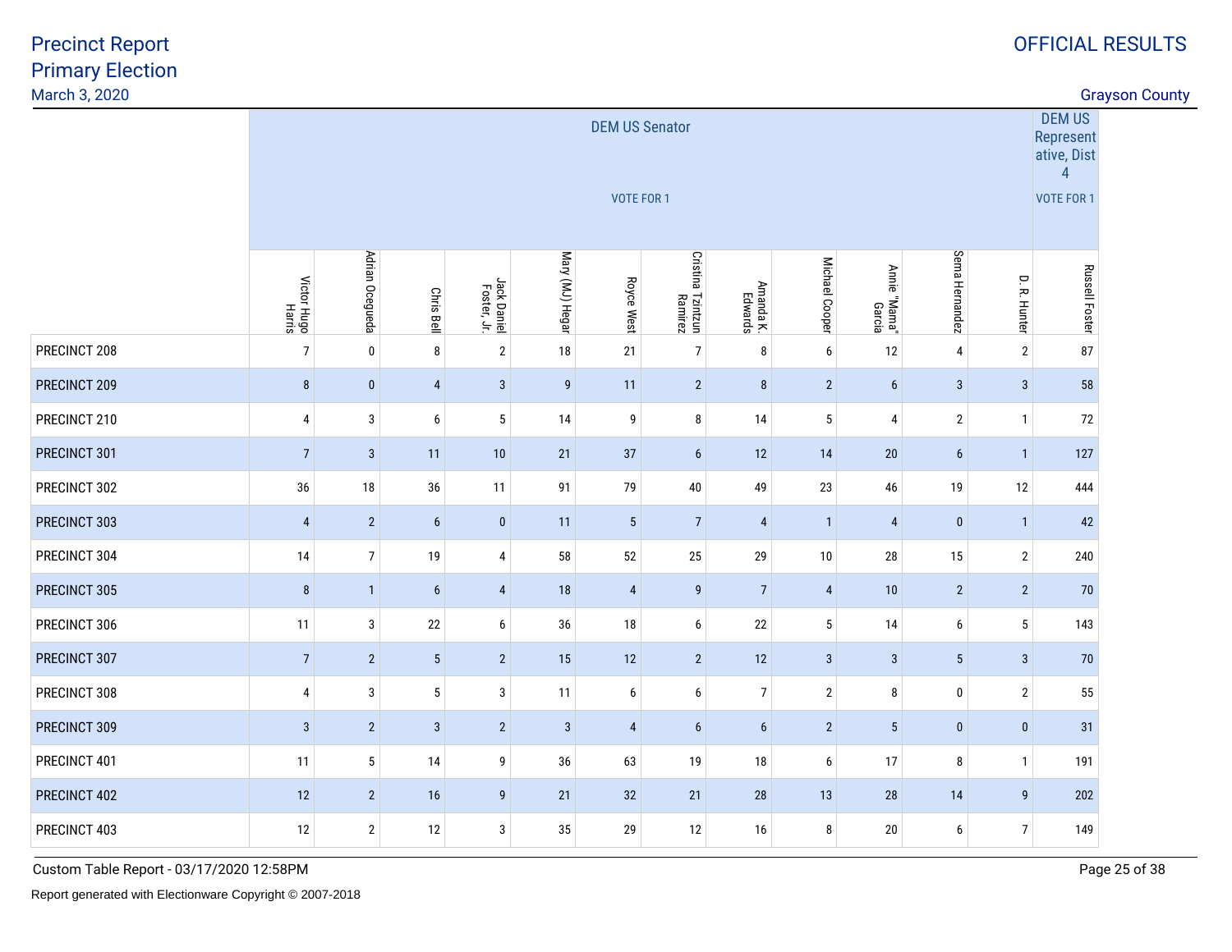# Precinct Report
## Primary Election
March 3, 2020

OFFICIAL RESULTS

Grayson County

| | DEM US Senator VOTE FOR 1 | | | | | | | | | | | | DEM US Representative, Dist 4 VOTE FOR 1 |
|---|---|---|---|---|---|---|---|---|---|---|---|---|---|
| | Victor Hugo Harris | Adrian Ocegueda | Chris Bell | Jack Daniel Foster, Jr. | Mary (MJ) Hegar | Royce West | Cristina Tzintzun Ramirez | Amanda K. Edwards | Michael Cooper | Annie "Mama" Garcia | Sema Hernandez | D. R. Hunter | Russell Foster |
| PRECINCT 208 | 7 | 0 | 8 | 2 | 18 | 21 | 7 | 8 | 6 | 12 | 4 | 2 | 87 |
| PRECINCT 209 | 8 | 0 | 4 | 3 | 9 | 11 | 2 | 8 | 2 | 6 | 3 | 3 | 58 |
| PRECINCT 210 | 4 | 3 | 6 | 5 | 14 | 9 | 8 | 14 | 5 | 4 | 2 | 1 | 72 |
| PRECINCT 301 | 7 | 3 | 11 | 10 | 21 | 37 | 6 | 12 | 14 | 20 | 6 | 1 | 127 |
| PRECINCT 302 | 36 | 18 | 36 | 11 | 91 | 79 | 40 | 49 | 23 | 46 | 19 | 12 | 444 |
| PRECINCT 303 | 4 | 2 | 6 | 0 | 11 | 5 | 7 | 4 | 1 | 4 | 0 | 1 | 42 |
| PRECINCT 304 | 14 | 7 | 19 | 4 | 58 | 52 | 25 | 29 | 10 | 28 | 15 | 2 | 240 |
| PRECINCT 305 | 8 | 1 | 6 | 4 | 18 | 4 | 9 | 7 | 4 | 10 | 2 | 2 | 70 |
| PRECINCT 306 | 11 | 3 | 22 | 6 | 36 | 18 | 6 | 22 | 5 | 14 | 6 | 5 | 143 |
| PRECINCT 307 | 7 | 2 | 5 | 2 | 15 | 12 | 2 | 12 | 3 | 3 | 5 | 3 | 70 |
| PRECINCT 308 | 4 | 3 | 5 | 3 | 11 | 6 | 6 | 7 | 2 | 8 | 0 | 2 | 55 |
| PRECINCT 309 | 3 | 2 | 3 | 2 | 3 | 4 | 6 | 6 | 2 | 5 | 0 | 0 | 31 |
| PRECINCT 401 | 11 | 5 | 14 | 9 | 36 | 63 | 19 | 18 | 6 | 17 | 8 | 1 | 191 |
| PRECINCT 402 | 12 | 2 | 16 | 9 | 21 | 32 | 21 | 28 | 13 | 28 | 14 | 9 | 202 |
| PRECINCT 403 | 12 | 2 | 12 | 3 | 35 | 29 | 12 | 16 | 8 | 20 | 6 | 7 | 149 |

Custom Table Report - 03/17/2020 12:58PM

Report generated with Electionware Copyright © 2007-2018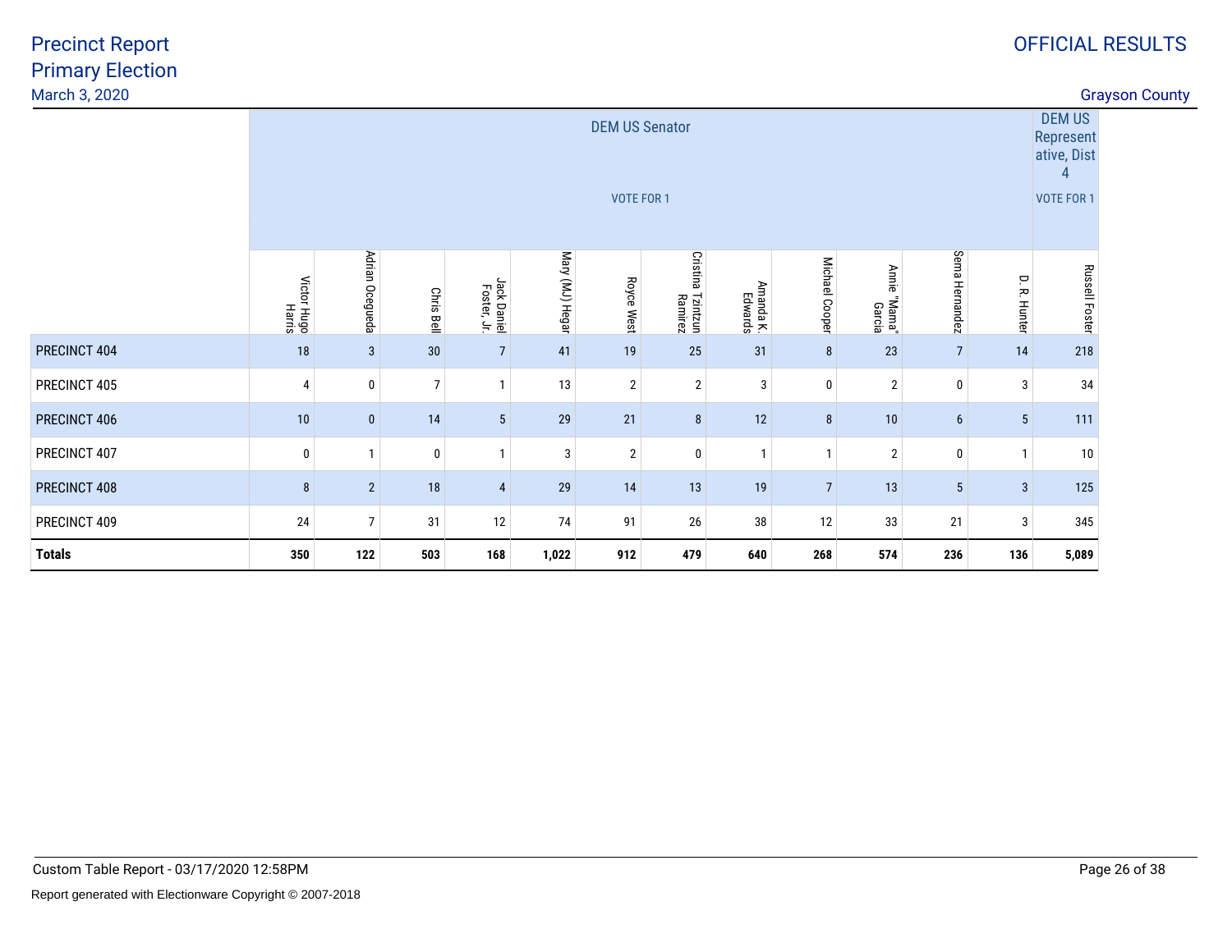# Precinct Report
## Primary Election
March 3, 2020

OFFICIAL RESULTS

Grayson County

| | DEM US Senator VOTE FOR 1 | | | | | | | | | | | | DEM US Representative, Dist 4 VOTE FOR 1 |
|---|---|---|---|---|---|---|---|---|---|---|---|---|---|
| | Victor Hugo Harris | Adrian Ocegueda | Chris Bell | Jack Daniel Foster, Jr. | Mary (MJ) Hegar | Royce West | Cristina Tzintzun Ramirez | Amanda K. Edwards | Michael Cooper | Annie "Mama" Garcia | Sema Hernandez | D. R. Hunter | Russell Foster |
| PRECINCT 404 | 18 | 3 | 30 | 7 | 41 | 19 | 25 | 31 | 8 | 23 | 7 | 14 | 218 |
| PRECINCT 405 | 4 | 0 | 7 | 1 | 13 | 2 | 2 | 3 | 0 | 2 | 0 | 3 | 34 |
| PRECINCT 406 | 10 | 0 | 14 | 5 | 29 | 21 | 8 | 12 | 8 | 10 | 6 | 5 | 111 |
| PRECINCT 407 | 0 | 1 | 0 | 1 | 3 | 2 | 0 | 1 | 1 | 2 | 0 | 1 | 10 |
| PRECINCT 408 | 8 | 2 | 18 | 4 | 29 | 14 | 13 | 19 | 7 | 13 | 5 | 3 | 125 |
| PRECINCT 409 | 24 | 7 | 31 | 12 | 74 | 91 | 26 | 38 | 12 | 33 | 21 | 3 | 345 |
| **Totals** | **350** | **122** | **503** | **168** | **1,022** | **912** | **479** | **640** | **268** | **574** | **236** | **136** | **5,089** |

Custom Table Report - 03/17/2020 12:58PM

Report generated with Electionware Copyright © 2007-2018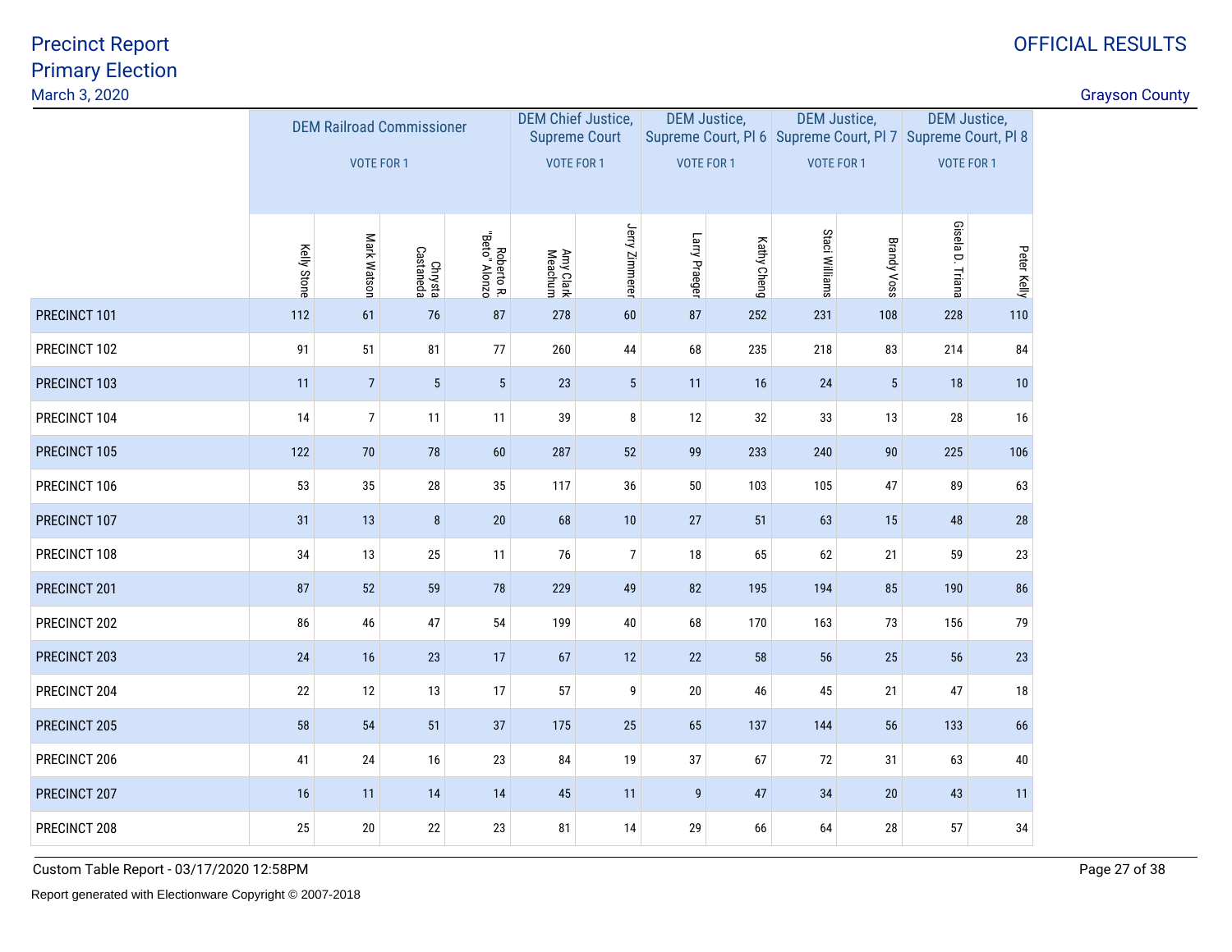# Precinct Report
## Primary Election
March 3, 2020

OFFICIAL RESULTS

Grayson County

| | DEM Railroad Commissioner VOTE FOR 1 | | | | DEM Chief Justice, Supreme Court VOTE FOR 1 | | DEM Justice, Supreme Court, Pl 6 VOTE FOR 1 | | DEM Justice, Supreme Court, Pl 7 VOTE FOR 1 | | DEM Justice, Supreme Court, Pl 8 VOTE FOR 1 | |
|---|---|---|---|---|---|---|---|---|---|---|---|---|
| | Kelly Stone | Mark Watson | Chrysta Castaneda | Roberto R. "Beto" Alonzo | Amy Clark Meachum | Jerry Zimmerer | Larry Praeger | Kathy Cheng | Staci Williams | Brandy Voss | Gisela D. Triana | Peter Kelly |
| PRECINCT 101 | 112 | 61 | 76 | 87 | 278 | 60 | 87 | 252 | 231 | 108 | 228 | 110 |
| PRECINCT 102 | 91 | 51 | 81 | 77 | 260 | 44 | 68 | 235 | 218 | 83 | 214 | 84 |
| PRECINCT 103 | 11 | 7 | 5 | 5 | 23 | 5 | 11 | 16 | 24 | 5 | 18 | 10 |
| PRECINCT 104 | 14 | 7 | 11 | 11 | 39 | 8 | 12 | 32 | 33 | 13 | 28 | 16 |
| PRECINCT 105 | 122 | 70 | 78 | 60 | 287 | 52 | 99 | 233 | 240 | 90 | 225 | 106 |
| PRECINCT 106 | 53 | 35 | 28 | 35 | 117 | 36 | 50 | 103 | 105 | 47 | 89 | 63 |
| PRECINCT 107 | 31 | 13 | 8 | 20 | 68 | 10 | 27 | 51 | 63 | 15 | 48 | 28 |
| PRECINCT 108 | 34 | 13 | 25 | 11 | 76 | 7 | 18 | 65 | 62 | 21 | 59 | 23 |
| PRECINCT 201 | 87 | 52 | 59 | 78 | 229 | 49 | 82 | 195 | 194 | 85 | 190 | 86 |
| PRECINCT 202 | 86 | 46 | 47 | 54 | 199 | 40 | 68 | 170 | 163 | 73 | 156 | 79 |
| PRECINCT 203 | 24 | 16 | 23 | 17 | 67 | 12 | 22 | 58 | 56 | 25 | 56 | 23 |
| PRECINCT 204 | 22 | 12 | 13 | 17 | 57 | 9 | 20 | 46 | 45 | 21 | 47 | 18 |
| PRECINCT 205 | 58 | 54 | 51 | 37 | 175 | 25 | 65 | 137 | 144 | 56 | 133 | 66 |
| PRECINCT 206 | 41 | 24 | 16 | 23 | 84 | 19 | 37 | 67 | 72 | 31 | 63 | 40 |
| PRECINCT 207 | 16 | 11 | 14 | 14 | 45 | 11 | 9 | 47 | 34 | 20 | 43 | 11 |
| PRECINCT 208 | 25 | 20 | 22 | 23 | 81 | 14 | 29 | 66 | 64 | 28 | 57 | 34 |

Custom Table Report - 03/17/2020 12:58PM

Report generated with Electionware Copyright © 2007-2018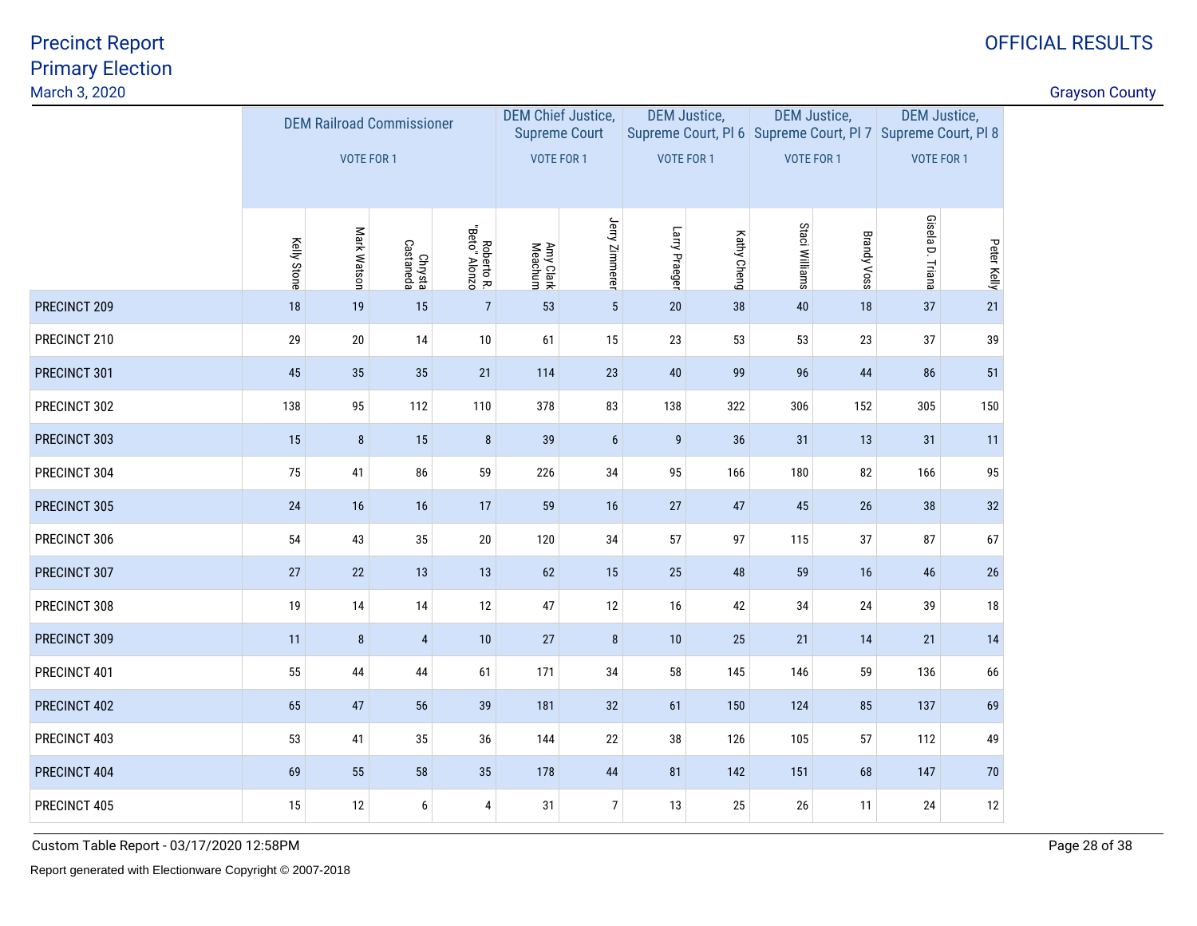# Precinct Report
## Primary Election
March 3, 2020

OFFICIAL RESULTS

Grayson County

| | DEM Railroad Commissioner VOTE FOR 1 | | | | DEM Chief Justice, Supreme Court VOTE FOR 1 | | DEM Justice, Supreme Court, Pl 6 VOTE FOR 1 | | DEM Justice, Supreme Court, Pl 7 VOTE FOR 1 | | DEM Justice, Supreme Court, Pl 8 VOTE FOR 1 | |
|---|---|---|---|---|---|---|---|---|---|---|---|---|
| | Kelly Stone | Mark Watson | Chrysta Castaneda | Roberto R. "Beto" Alonzo | Amy Clark Meachum | Jerry Zimmerer | Larry Praeger | Kathy Cheng | Staci Williams | Brandy Voss | Gisela D. Triana | Peter Kelly |
| PRECINCT 209 | 18 | 19 | 15 | 7 | 53 | 5 | 20 | 38 | 40 | 18 | 37 | 21 |
| PRECINCT 210 | 29 | 20 | 14 | 10 | 61 | 15 | 23 | 53 | 53 | 23 | 37 | 39 |
| PRECINCT 301 | 45 | 35 | 35 | 21 | 114 | 23 | 40 | 99 | 96 | 44 | 86 | 51 |
| PRECINCT 302 | 138 | 95 | 112 | 110 | 378 | 83 | 138 | 322 | 306 | 152 | 305 | 150 |
| PRECINCT 303 | 15 | 8 | 15 | 8 | 39 | 6 | 9 | 36 | 31 | 13 | 31 | 11 |
| PRECINCT 304 | 75 | 41 | 86 | 59 | 226 | 34 | 95 | 166 | 180 | 82 | 166 | 95 |
| PRECINCT 305 | 24 | 16 | 16 | 17 | 59 | 16 | 27 | 47 | 45 | 26 | 38 | 32 |
| PRECINCT 306 | 54 | 43 | 35 | 20 | 120 | 34 | 57 | 97 | 115 | 37 | 87 | 67 |
| PRECINCT 307 | 27 | 22 | 13 | 13 | 62 | 15 | 25 | 48 | 59 | 16 | 46 | 26 |
| PRECINCT 308 | 19 | 14 | 14 | 12 | 47 | 12 | 16 | 42 | 34 | 24 | 39 | 18 |
| PRECINCT 309 | 11 | 8 | 4 | 10 | 27 | 8 | 10 | 25 | 21 | 14 | 21 | 14 |
| PRECINCT 401 | 55 | 44 | 44 | 61 | 171 | 34 | 58 | 145 | 146 | 59 | 136 | 66 |
| PRECINCT 402 | 65 | 47 | 56 | 39 | 181 | 32 | 61 | 150 | 124 | 85 | 137 | 69 |
| PRECINCT 403 | 53 | 41 | 35 | 36 | 144 | 22 | 38 | 126 | 105 | 57 | 112 | 49 |
| PRECINCT 404 | 69 | 55 | 58 | 35 | 178 | 44 | 81 | 142 | 151 | 68 | 147 | 70 |
| PRECINCT 405 | 15 | 12 | 6 | 4 | 31 | 7 | 13 | 25 | 26 | 11 | 24 | 12 |

Custom Table Report - 03/17/2020 12:58PM

Report generated with Electionware Copyright © 2007-2018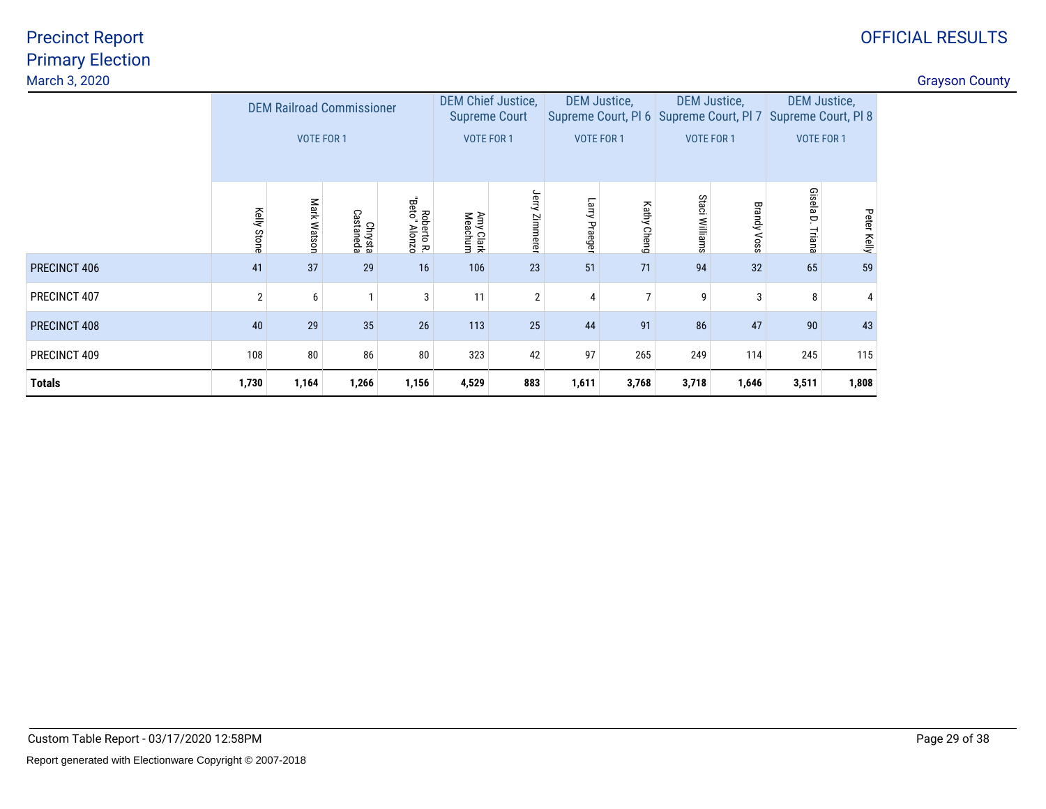# Precinct Report
## Primary Election
March 3, 2020

OFFICIAL RESULTS

Grayson County

| | DEM Railroad Commissioner VOTE FOR 1 | | | | DEM Chief Justice, Supreme Court VOTE FOR 1 | | DEM Justice, Supreme Court, Pl 6 VOTE FOR 1 | | DEM Justice, Supreme Court, Pl 7 VOTE FOR 1 | | DEM Justice, Supreme Court, Pl 8 VOTE FOR 1 | |
|---|---|---|---|---|---|---|---|---|---|---|---|---|
| | Kelly Stone | Mark Watson | Chrysta Castaneda | Roberto R. "Beto" Alonzo | Amy Clark Meachum | Jerry Zimmerer | Larry Praeger | Kathy Cheng | Staci Williams | Brandy Voss | Gisela D. Triana | Peter Kelly |
| PRECINCT 406 | 41 | 37 | 29 | 16 | 106 | 23 | 51 | 71 | 94 | 32 | 65 | 59 |
| PRECINCT 407 | 2 | 6 | 1 | 3 | 11 | 2 | 4 | 7 | 9 | 3 | 8 | 4 |
| PRECINCT 408 | 40 | 29 | 35 | 26 | 113 | 25 | 44 | 91 | 86 | 47 | 90 | 43 |
| PRECINCT 409 | 108 | 80 | 86 | 80 | 323 | 42 | 97 | 265 | 249 | 114 | 245 | 115 |
| **Totals** | **1,730** | **1,164** | **1,266** | **1,156** | **4,529** | **883** | **1,611** | **3,768** | **3,718** | **1,646** | **3,511** | **1,808** |

Custom Table Report - 03/17/2020 12:58PM

Report generated with Electionware Copyright © 2007-2018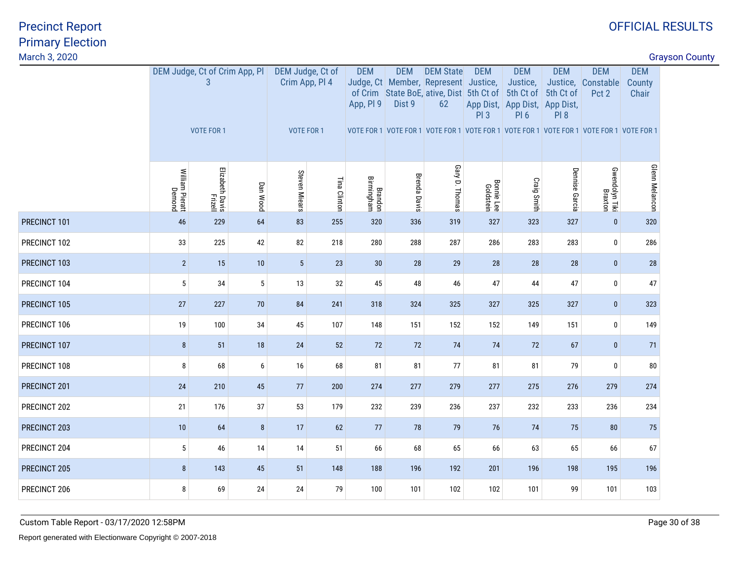# Precinct Report
## Primary Election
March 3, 2020

OFFICIAL RESULTS

Grayson County

| | DEM Judge, Ct of Crim App, Pl 3 VOTE FOR 1 | | | DEM Judge, Ct of Crim App, Pl 4 VOTE FOR 1 | | DEM Judge, Ct of Crim App, Pl 9 VOTE FOR 1 | DEM Member, State BoE, Dist 9 VOTE FOR 1 | DEM State Representative, Dist 62 VOTE FOR 1 | DEM Justice, 5th Ct of App Dist, Pl 3 VOTE FOR 1 | DEM Justice, 5th Ct of App Dist, Pl 6 VOTE FOR 1 | DEM Justice, 5th Ct of App Dist, Pl 8 VOTE FOR 1 | DEM Constable Pct 2 VOTE FOR 1 | DEM County Chair VOTE FOR 1 |
|---|---|---|---|---|---|---|---|---|---|---|---|---|---|
| | William Pieratt Demond | Elizabeth Davis Frizell | Dan Wood | Steven Miears | Tina Clinton | Brandon Birmingham | Brenda Davis | Gary D. Thomas | Bonnie Lee Goldstein | Craig Smith | Dennise Garcia | Gwendolyn Tiki Braxton | Glenn Melancon |
| PRECINCT 101 | 46 | 229 | 64 | 83 | 255 | 320 | 336 | 319 | 327 | 323 | 327 | 0 | 320 |
| PRECINCT 102 | 33 | 225 | 42 | 82 | 218 | 280 | 288 | 287 | 286 | 283 | 283 | 0 | 286 |
| PRECINCT 103 | 2 | 15 | 10 | 5 | 23 | 30 | 28 | 29 | 28 | 28 | 28 | 0 | 28 |
| PRECINCT 104 | 5 | 34 | 5 | 13 | 32 | 45 | 48 | 46 | 47 | 44 | 47 | 0 | 47 |
| PRECINCT 105 | 27 | 227 | 70 | 84 | 241 | 318 | 324 | 325 | 327 | 325 | 327 | 0 | 323 |
| PRECINCT 106 | 19 | 100 | 34 | 45 | 107 | 148 | 151 | 152 | 152 | 149 | 151 | 0 | 149 |
| PRECINCT 107 | 8 | 51 | 18 | 24 | 52 | 72 | 72 | 74 | 74 | 72 | 67 | 0 | 71 |
| PRECINCT 108 | 8 | 68 | 6 | 16 | 68 | 81 | 81 | 77 | 81 | 81 | 79 | 0 | 80 |
| PRECINCT 201 | 24 | 210 | 45 | 77 | 200 | 274 | 277 | 279 | 277 | 275 | 276 | 279 | 274 |
| PRECINCT 202 | 21 | 176 | 37 | 53 | 179 | 232 | 239 | 236 | 237 | 232 | 233 | 236 | 234 |
| PRECINCT 203 | 10 | 64 | 8 | 17 | 62 | 77 | 78 | 79 | 76 | 74 | 75 | 80 | 75 |
| PRECINCT 204 | 5 | 46 | 14 | 14 | 51 | 66 | 68 | 65 | 66 | 63 | 65 | 66 | 67 |
| PRECINCT 205 | 8 | 143 | 45 | 51 | 148 | 188 | 196 | 192 | 201 | 196 | 198 | 195 | 196 |
| PRECINCT 206 | 8 | 69 | 24 | 24 | 79 | 100 | 101 | 102 | 102 | 101 | 99 | 101 | 103 |

Custom Table Report - 03/17/2020 12:58PM

Report generated with Electionware Copyright © 2007-2018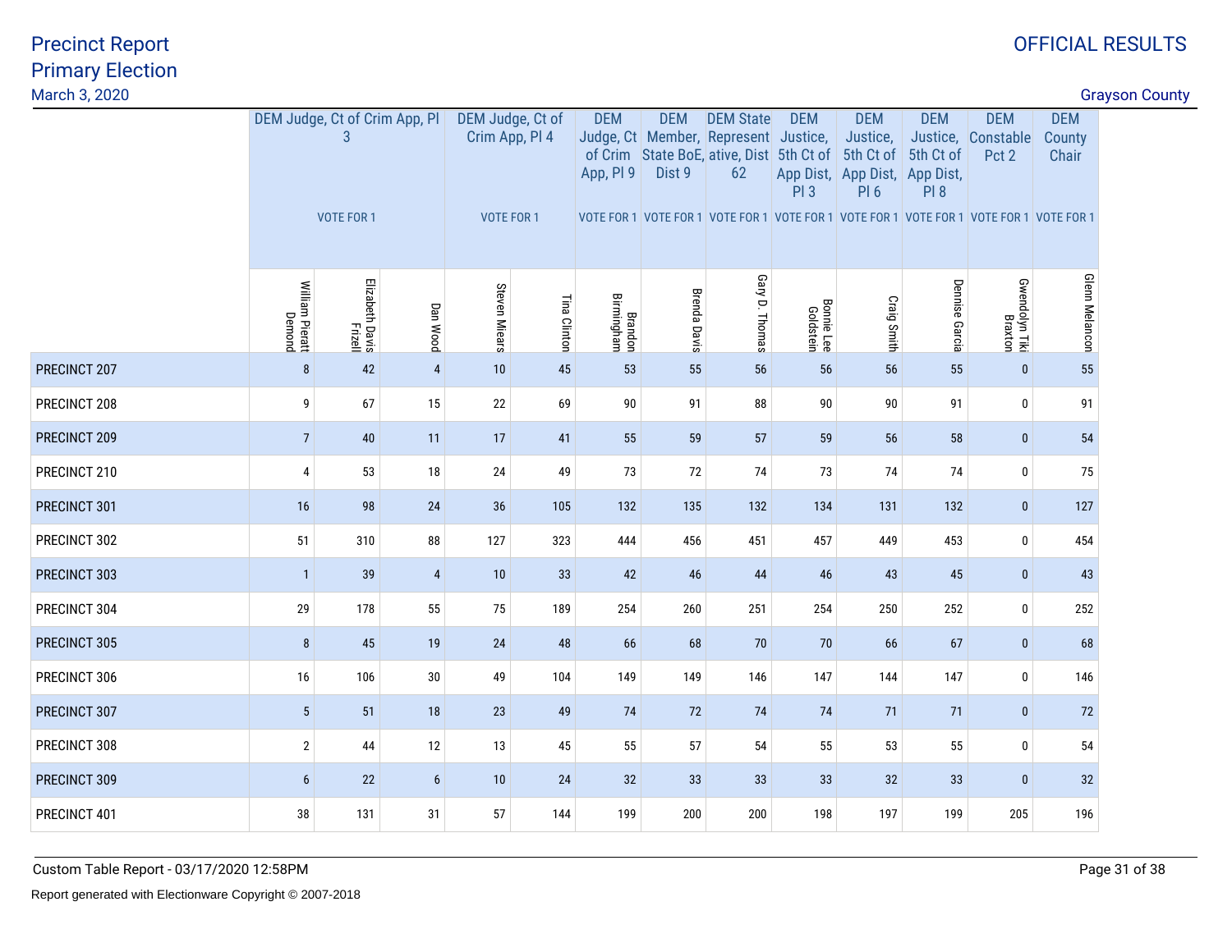# Precinct Report
# Primary Election
March 3, 2020

OFFICIAL RESULTS

Grayson County

| | DEM Judge, Ct of Crim App, Pl 3 VOTE FOR 1 | | | DEM Judge, Ct of Crim App, Pl 4 VOTE FOR 1 | | DEM Judge, Ct of Crim App, Pl 9 VOTE FOR 1 | DEM Member, State BoE, Dist 9 VOTE FOR 1 | DEM State Representative, Dist 62 VOTE FOR 1 | DEM Justice, 5th Ct of App Dist, Pl 3 VOTE FOR 1 | DEM Justice, 5th Ct of App Dist, Pl 6 VOTE FOR 1 | DEM Justice, 5th Ct of App Dist, Pl 8 VOTE FOR 1 | DEM Constable Pct 2 VOTE FOR 1 | DEM County Chair VOTE FOR 1 |
|---|---|---|---|---|---|---|---|---|---|---|---|---|---|
| | William Pieratt Demond | Elizabeth Davis Frizell | Dan Wood | Steven Miears | Tina Clinton | Brandon Birmingham | Brenda Davis | Gary D. Thomas | Bonnie Lee Goldstein | Craig Smith | Dennise Garcia | Gwendolyn Tiki Braxton | Glenn Melancon |
| PRECINCT 207 | 8 | 42 | 4 | 10 | 45 | 53 | 55 | 56 | 56 | 56 | 55 | 0 | 55 |
| PRECINCT 208 | 9 | 67 | 15 | 22 | 69 | 90 | 91 | 88 | 90 | 90 | 91 | 0 | 91 |
| PRECINCT 209 | 7 | 40 | 11 | 17 | 41 | 55 | 59 | 57 | 59 | 56 | 58 | 0 | 54 |
| PRECINCT 210 | 4 | 53 | 18 | 24 | 49 | 73 | 72 | 74 | 73 | 74 | 74 | 0 | 75 |
| PRECINCT 301 | 16 | 98 | 24 | 36 | 105 | 132 | 135 | 132 | 134 | 131 | 132 | 0 | 127 |
| PRECINCT 302 | 51 | 310 | 88 | 127 | 323 | 444 | 456 | 451 | 457 | 449 | 453 | 0 | 454 |
| PRECINCT 303 | 1 | 39 | 4 | 10 | 33 | 42 | 46 | 44 | 46 | 43 | 45 | 0 | 43 |
| PRECINCT 304 | 29 | 178 | 55 | 75 | 189 | 254 | 260 | 251 | 254 | 250 | 252 | 0 | 252 |
| PRECINCT 305 | 8 | 45 | 19 | 24 | 48 | 66 | 68 | 70 | 70 | 66 | 67 | 0 | 68 |
| PRECINCT 306 | 16 | 106 | 30 | 49 | 104 | 149 | 149 | 146 | 147 | 144 | 147 | 0 | 146 |
| PRECINCT 307 | 5 | 51 | 18 | 23 | 49 | 74 | 72 | 74 | 74 | 71 | 71 | 0 | 72 |
| PRECINCT 308 | 2 | 44 | 12 | 13 | 45 | 55 | 57 | 54 | 55 | 53 | 55 | 0 | 54 |
| PRECINCT 309 | 6 | 22 | 6 | 10 | 24 | 32 | 33 | 33 | 33 | 32 | 33 | 0 | 32 |
| PRECINCT 401 | 38 | 131 | 31 | 57 | 144 | 199 | 200 | 200 | 198 | 197 | 199 | 205 | 196 |

Custom Table Report - 03/17/2020 12:58PM

Report generated with Electionware Copyright © 2007-2018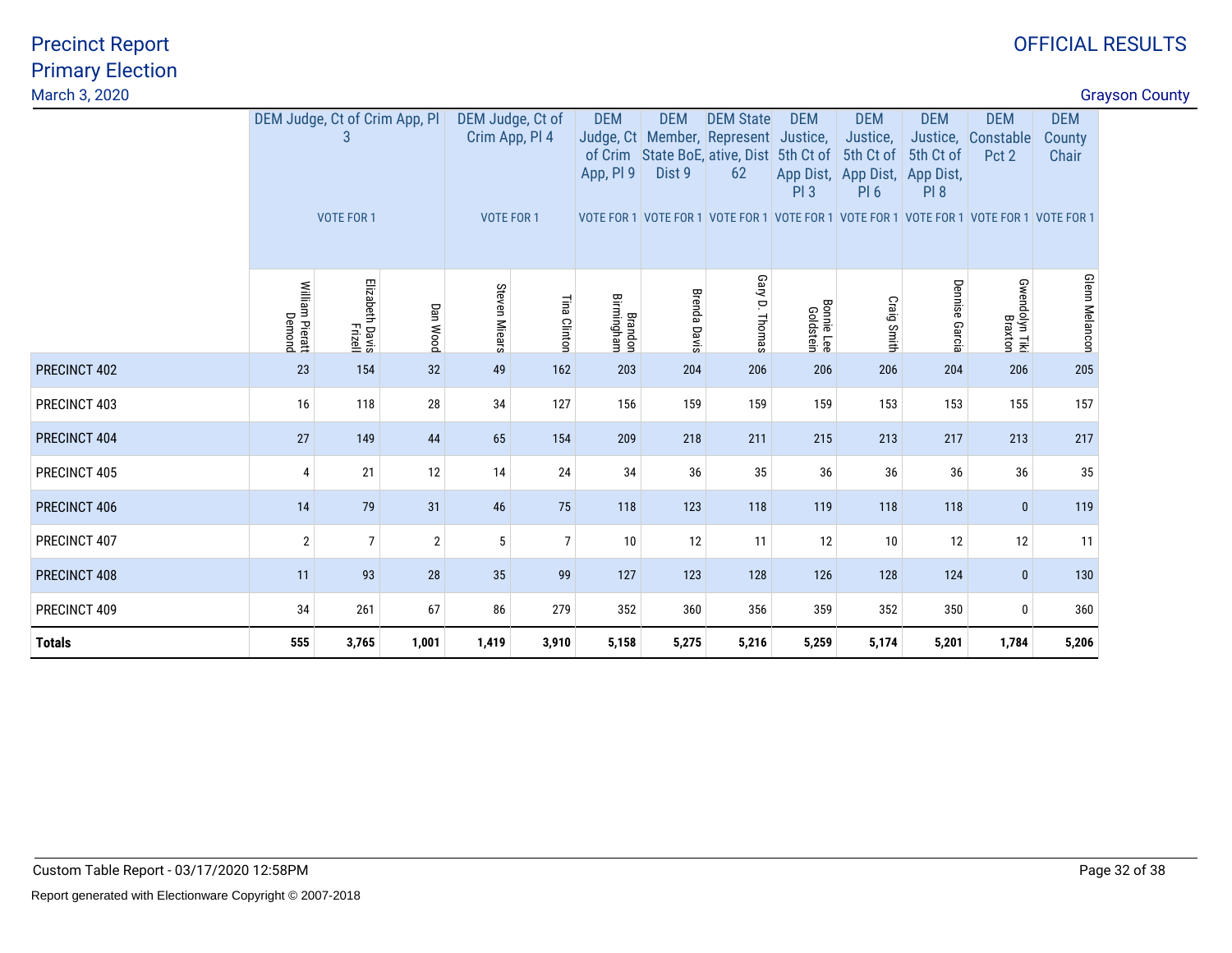# Precinct Report
# Primary Election

March 3, 2020

OFFICIAL RESULTS

Grayson County

| | DEM Judge, Ct of Crim App, Pl 3 VOTE FOR 1 | | | DEM Judge, Ct of Crim App, Pl 4 VOTE FOR 1 | | DEM Judge, Ct of Crim App, Pl 9 VOTE FOR 1 | DEM Member, State BoE, Dist 9 VOTE FOR 1 | DEM State Representative, Dist 62 VOTE FOR 1 | DEM Justice, 5th Ct of App Dist, Pl 3 VOTE FOR 1 | DEM Justice, 5th Ct of App Dist, Pl 6 VOTE FOR 1 | DEM Justice, 5th Ct of App Dist, Pl 8 VOTE FOR 1 | DEM Constable Pct 2 VOTE FOR 1 | DEM County Chair VOTE FOR 1 |
|---|---|---|---|---|---|---|---|---|---|---|---|---|---|
| | William Pieratt Demond | Elizabeth Davis Frizell | Dan Wood | Steven Miears | Tina Clinton | Brandon Birmingham | Brenda Davis | Gary D. Thomas | Bonnie Lee Goldstein | Craig Smith | Dennise Garcia | Gwendolyn Tiki Braxton | Glenn Melancon |
| PRECINCT 402 | 23 | 154 | 32 | 49 | 162 | 203 | 204 | 206 | 206 | 206 | 204 | 206 | 205 |
| PRECINCT 403 | 16 | 118 | 28 | 34 | 127 | 156 | 159 | 159 | 159 | 153 | 153 | 155 | 157 |
| PRECINCT 404 | 27 | 149 | 44 | 65 | 154 | 209 | 218 | 211 | 215 | 213 | 217 | 213 | 217 |
| PRECINCT 405 | 4 | 21 | 12 | 14 | 24 | 34 | 36 | 35 | 36 | 36 | 36 | 36 | 35 |
| PRECINCT 406 | 14 | 79 | 31 | 46 | 75 | 118 | 123 | 118 | 119 | 118 | 118 | 0 | 119 |
| PRECINCT 407 | 2 | 7 | 2 | 5 | 7 | 10 | 12 | 11 | 12 | 10 | 12 | 12 | 11 |
| PRECINCT 408 | 11 | 93 | 28 | 35 | 99 | 127 | 123 | 128 | 126 | 128 | 124 | 0 | 130 |
| PRECINCT 409 | 34 | 261 | 67 | 86 | 279 | 352 | 360 | 356 | 359 | 352 | 350 | 0 | 360 |
| **Totals** | **555** | **3,765** | **1,001** | **1,419** | **3,910** | **5,158** | **5,275** | **5,216** | **5,259** | **5,174** | **5,201** | **1,784** | **5,206** |

Custom Table Report - 03/17/2020 12:58PM

Report generated with Electionware Copyright © 2007-2018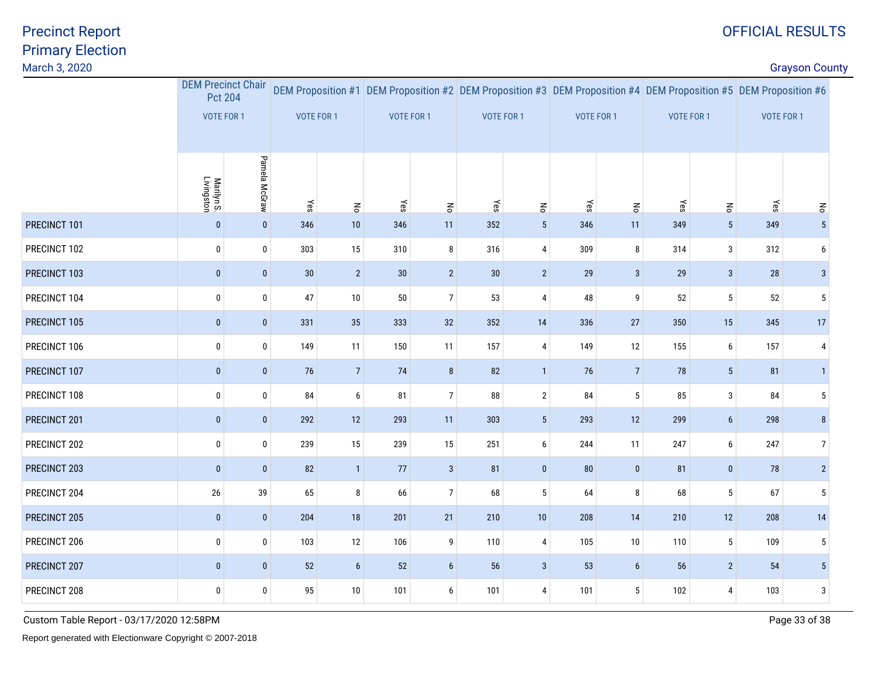# Precinct Report
## Primary Election
March 3, 2020

OFFICIAL RESULTS

Grayson County

| | DEM Precinct Chair Pct 204 VOTE FOR 1 | | DEM Proposition #1 VOTE FOR 1 | | DEM Proposition #2 VOTE FOR 1 | | DEM Proposition #3 VOTE FOR 1 | | DEM Proposition #4 VOTE FOR 1 | | DEM Proposition #5 VOTE FOR 1 | | DEM Proposition #6 VOTE FOR 1 | |
|---|---|---|---|---|---|---|---|---|---|---|---|---|---|---|
| | Marilyn S. Livingston | Pamela McGraw | Yes | No | Yes | No | Yes | No | Yes | No | Yes | No | Yes | No |
| PRECINCT 101 | 0 | 0 | 346 | 10 | 346 | 11 | 352 | 5 | 346 | 11 | 349 | 5 | 349 | 5 |
| PRECINCT 102 | 0 | 0 | 303 | 15 | 310 | 8 | 316 | 4 | 309 | 8 | 314 | 3 | 312 | 6 |
| PRECINCT 103 | 0 | 0 | 30 | 2 | 30 | 2 | 30 | 2 | 29 | 3 | 29 | 3 | 28 | 3 |
| PRECINCT 104 | 0 | 0 | 47 | 10 | 50 | 7 | 53 | 4 | 48 | 9 | 52 | 5 | 52 | 5 |
| PRECINCT 105 | 0 | 0 | 331 | 35 | 333 | 32 | 352 | 14 | 336 | 27 | 350 | 15 | 345 | 17 |
| PRECINCT 106 | 0 | 0 | 149 | 11 | 150 | 11 | 157 | 4 | 149 | 12 | 155 | 6 | 157 | 4 |
| PRECINCT 107 | 0 | 0 | 76 | 7 | 74 | 8 | 82 | 1 | 76 | 7 | 78 | 5 | 81 | 1 |
| PRECINCT 108 | 0 | 0 | 84 | 6 | 81 | 7 | 88 | 2 | 84 | 5 | 85 | 3 | 84 | 5 |
| PRECINCT 201 | 0 | 0 | 292 | 12 | 293 | 11 | 303 | 5 | 293 | 12 | 299 | 6 | 298 | 8 |
| PRECINCT 202 | 0 | 0 | 239 | 15 | 239 | 15 | 251 | 6 | 244 | 11 | 247 | 6 | 247 | 7 |
| PRECINCT 203 | 0 | 0 | 82 | 1 | 77 | 3 | 81 | 0 | 80 | 0 | 81 | 0 | 78 | 2 |
| PRECINCT 204 | 26 | 39 | 65 | 8 | 66 | 7 | 68 | 5 | 64 | 8 | 68 | 5 | 67 | 5 |
| PRECINCT 205 | 0 | 0 | 204 | 18 | 201 | 21 | 210 | 10 | 208 | 14 | 210 | 12 | 208 | 14 |
| PRECINCT 206 | 0 | 0 | 103 | 12 | 106 | 9 | 110 | 4 | 105 | 10 | 110 | 5 | 109 | 5 |
| PRECINCT 207 | 0 | 0 | 52 | 6 | 52 | 6 | 56 | 3 | 53 | 6 | 56 | 2 | 54 | 5 |
| PRECINCT 208 | 0 | 0 | 95 | 10 | 101 | 6 | 101 | 4 | 101 | 5 | 102 | 4 | 103 | 3 |

Custom Table Report - 03/17/2020 12:58PM

Report generated with Electionware Copyright © 2007-2018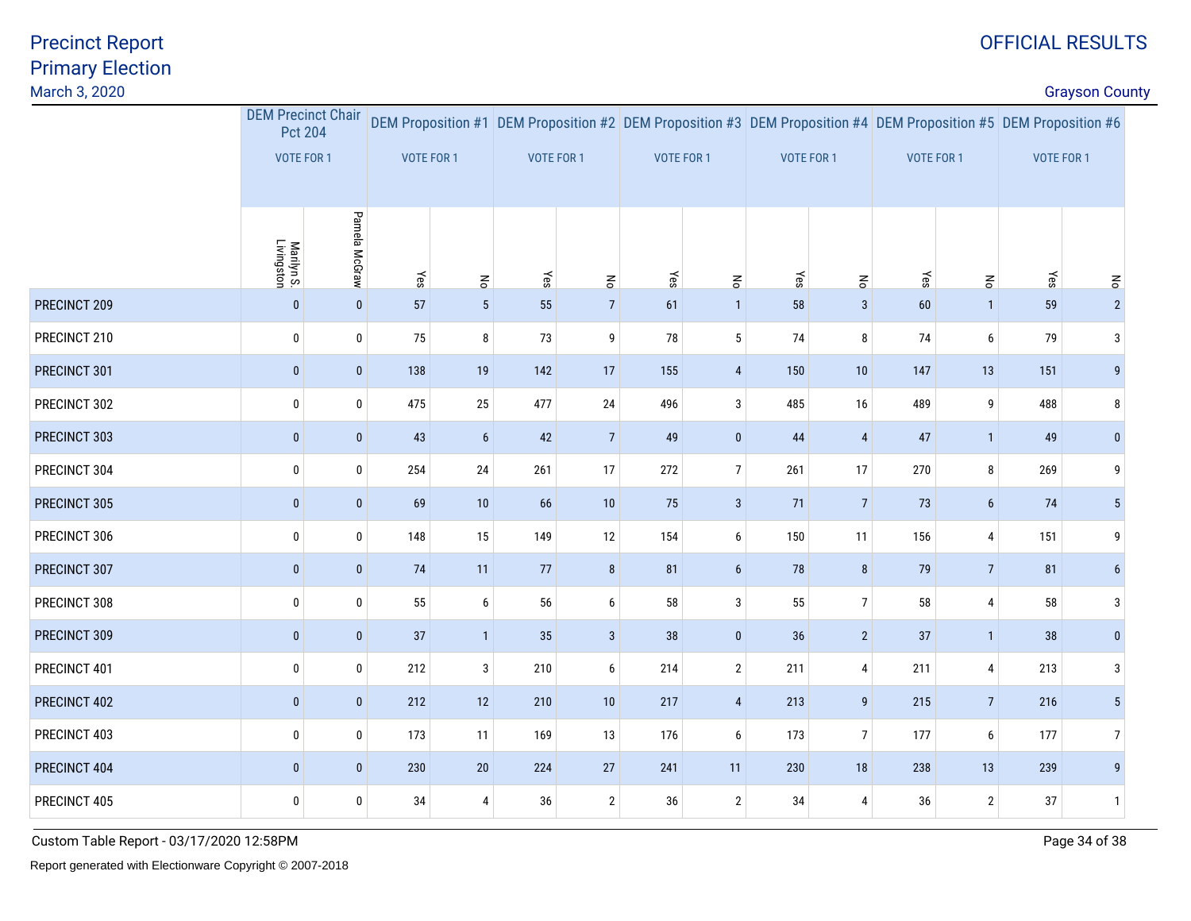# Precinct Report
## Primary Election

March 3, 2020

OFFICIAL RESULTS

Grayson County

| | DEM Precinct Chair Pct 204 | | DEM Proposition #1 | | DEM Proposition #2 | | DEM Proposition #3 | | DEM Proposition #4 | | DEM Proposition #5 | | DEM Proposition #6 | |
|---|---|---|---|---|---|---|---|---|---|---|---|---|---|---|
| | VOTE FOR 1 | | VOTE FOR 1 | | VOTE FOR 1 | | VOTE FOR 1 | | VOTE FOR 1 | | VOTE FOR 1 | | VOTE FOR 1 | |
| | Marilyn S. Livingston | Pamela McGraw | Yes | No | Yes | No | Yes | No | Yes | No | Yes | No | Yes | No |
| PRECINCT 209 | 0 | 0 | 57 | 5 | 55 | 7 | 61 | 1 | 58 | 3 | 60 | 1 | 59 | 2 |
| PRECINCT 210 | 0 | 0 | 75 | 8 | 73 | 9 | 78 | 5 | 74 | 8 | 74 | 6 | 79 | 3 |
| PRECINCT 301 | 0 | 0 | 138 | 19 | 142 | 17 | 155 | 4 | 150 | 10 | 147 | 13 | 151 | 9 |
| PRECINCT 302 | 0 | 0 | 475 | 25 | 477 | 24 | 496 | 3 | 485 | 16 | 489 | 9 | 488 | 8 |
| PRECINCT 303 | 0 | 0 | 43 | 6 | 42 | 7 | 49 | 0 | 44 | 4 | 47 | 1 | 49 | 0 |
| PRECINCT 304 | 0 | 0 | 254 | 24 | 261 | 17 | 272 | 7 | 261 | 17 | 270 | 8 | 269 | 9 |
| PRECINCT 305 | 0 | 0 | 69 | 10 | 66 | 10 | 75 | 3 | 71 | 7 | 73 | 6 | 74 | 5 |
| PRECINCT 306 | 0 | 0 | 148 | 15 | 149 | 12 | 154 | 6 | 150 | 11 | 156 | 4 | 151 | 9 |
| PRECINCT 307 | 0 | 0 | 74 | 11 | 77 | 8 | 81 | 6 | 78 | 8 | 79 | 7 | 81 | 6 |
| PRECINCT 308 | 0 | 0 | 55 | 6 | 56 | 6 | 58 | 3 | 55 | 7 | 58 | 4 | 58 | 3 |
| PRECINCT 309 | 0 | 0 | 37 | 1 | 35 | 3 | 38 | 0 | 36 | 2 | 37 | 1 | 38 | 0 |
| PRECINCT 401 | 0 | 0 | 212 | 3 | 210 | 6 | 214 | 2 | 211 | 4 | 211 | 4 | 213 | 3 |
| PRECINCT 402 | 0 | 0 | 212 | 12 | 210 | 10 | 217 | 4 | 213 | 9 | 215 | 7 | 216 | 5 |
| PRECINCT 403 | 0 | 0 | 173 | 11 | 169 | 13 | 176 | 6 | 173 | 7 | 177 | 6 | 177 | 7 |
| PRECINCT 404 | 0 | 0 | 230 | 20 | 224 | 27 | 241 | 11 | 230 | 18 | 238 | 13 | 239 | 9 |
| PRECINCT 405 | 0 | 0 | 34 | 4 | 36 | 2 | 36 | 2 | 34 | 4 | 36 | 2 | 37 | 1 |

Custom Table Report - 03/17/2020 12:58PM

Report generated with Electionware Copyright © 2007-2018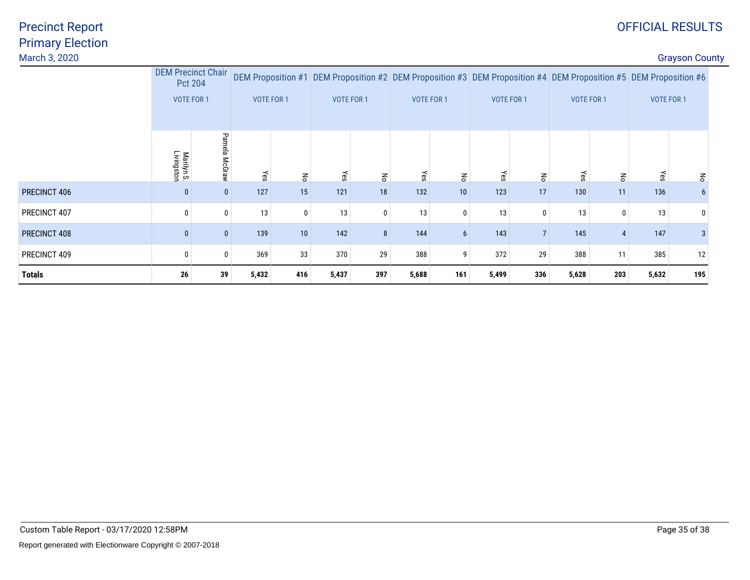# Precinct Report
# Primary Election

March 3, 2020

OFFICIAL RESULTS

Grayson County

| | DEM Precinct Chair Pct 204 VOTE FOR 1 | | DEM Proposition #1 VOTE FOR 1 | | DEM Proposition #2 VOTE FOR 1 | | DEM Proposition #3 VOTE FOR 1 | | DEM Proposition #4 VOTE FOR 1 | | DEM Proposition #5 VOTE FOR 1 | | DEM Proposition #6 VOTE FOR 1 | |
|---|---|---|---|---|---|---|---|---|---|---|---|---|---|---|
| | Marilyn S. Livingston | Pamela McGraw | Yes | No | Yes | No | Yes | No | Yes | No | Yes | No | Yes | No |
| PRECINCT 406 | 0 | 0 | 127 | 15 | 121 | 18 | 132 | 10 | 123 | 17 | 130 | 11 | 136 | 6 |
| PRECINCT 407 | 0 | 0 | 13 | 0 | 13 | 0 | 13 | 0 | 13 | 0 | 13 | 0 | 13 | 0 |
| PRECINCT 408 | 0 | 0 | 139 | 10 | 142 | 8 | 144 | 6 | 143 | 7 | 145 | 4 | 147 | 3 |
| PRECINCT 409 | 0 | 0 | 369 | 33 | 370 | 29 | 388 | 9 | 372 | 29 | 388 | 11 | 385 | 12 |
| **Totals** | **26** | **39** | **5,432** | **416** | **5,437** | **397** | **5,688** | **161** | **5,499** | **336** | **5,628** | **203** | **5,632** | **195** |

Custom Table Report - 03/17/2020 12:58PM

Report generated with Electionware Copyright © 2007-2018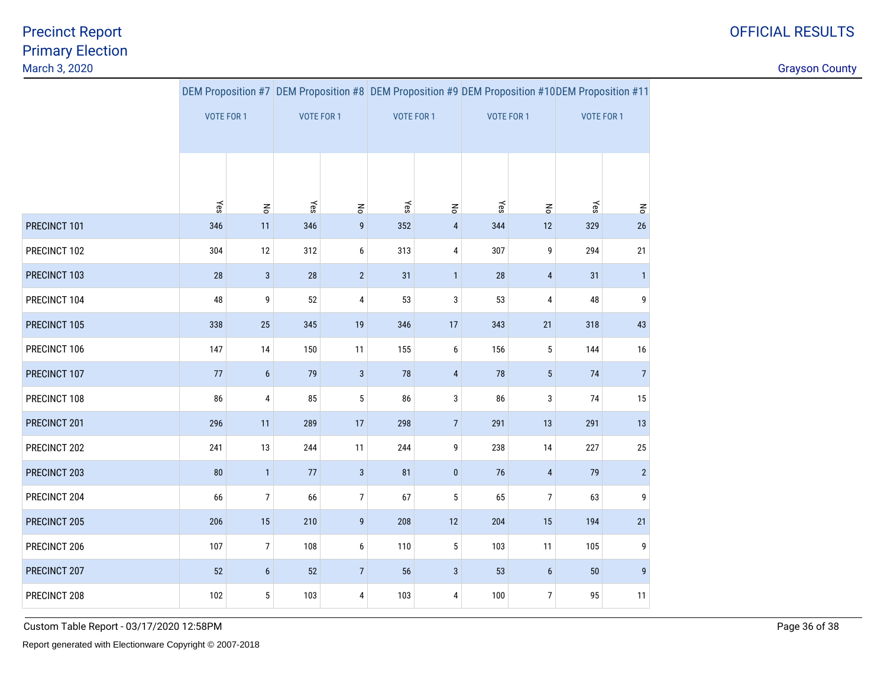# Precinct Report
# Primary Election
March 3, 2020

OFFICIAL RESULTS

Grayson County

| | DEM Proposition #7 VOTE FOR 1 | | DEM Proposition #8 VOTE FOR 1 | | DEM Proposition #9 VOTE FOR 1 | | DEM Proposition #10 VOTE FOR 1 | | DEM Proposition #11 VOTE FOR 1 | |
|---|---|---|---|---|---|---|---|---|---|---|
| | Yes | No | Yes | No | Yes | No | Yes | No | Yes | No |
| PRECINCT 101 | 346 | 11 | 346 | 9 | 352 | 4 | 344 | 12 | 329 | 26 |
| PRECINCT 102 | 304 | 12 | 312 | 6 | 313 | 4 | 307 | 9 | 294 | 21 |
| PRECINCT 103 | 28 | 3 | 28 | 2 | 31 | 1 | 28 | 4 | 31 | 1 |
| PRECINCT 104 | 48 | 9 | 52 | 4 | 53 | 3 | 53 | 4 | 48 | 9 |
| PRECINCT 105 | 338 | 25 | 345 | 19 | 346 | 17 | 343 | 21 | 318 | 43 |
| PRECINCT 106 | 147 | 14 | 150 | 11 | 155 | 6 | 156 | 5 | 144 | 16 |
| PRECINCT 107 | 77 | 6 | 79 | 3 | 78 | 4 | 78 | 5 | 74 | 7 |
| PRECINCT 108 | 86 | 4 | 85 | 5 | 86 | 3 | 86 | 3 | 74 | 15 |
| PRECINCT 201 | 296 | 11 | 289 | 17 | 298 | 7 | 291 | 13 | 291 | 13 |
| PRECINCT 202 | 241 | 13 | 244 | 11 | 244 | 9 | 238 | 14 | 227 | 25 |
| PRECINCT 203 | 80 | 1 | 77 | 3 | 81 | 0 | 76 | 4 | 79 | 2 |
| PRECINCT 204 | 66 | 7 | 66 | 7 | 67 | 5 | 65 | 7 | 63 | 9 |
| PRECINCT 205 | 206 | 15 | 210 | 9 | 208 | 12 | 204 | 15 | 194 | 21 |
| PRECINCT 206 | 107 | 7 | 108 | 6 | 110 | 5 | 103 | 11 | 105 | 9 |
| PRECINCT 207 | 52 | 6 | 52 | 7 | 56 | 3 | 53 | 6 | 50 | 9 |
| PRECINCT 208 | 102 | 5 | 103 | 4 | 103 | 4 | 100 | 7 | 95 | 11 |

Custom Table Report - 03/17/2020 12:58PM

Report generated with Electionware Copyright © 2007-2018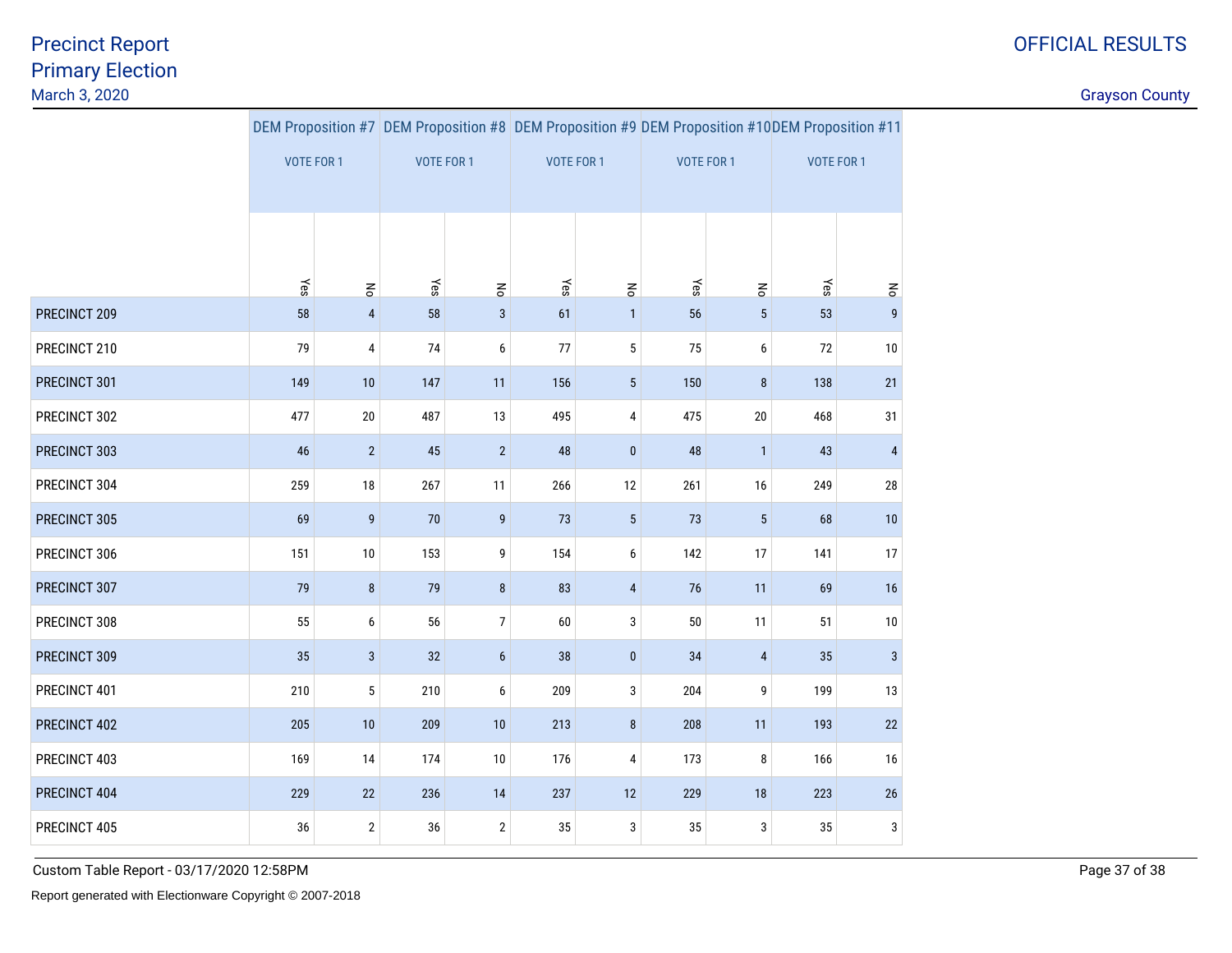# Precinct Report
## Primary Election
March 3, 2020

OFFICIAL RESULTS

Grayson County

| | DEM Proposition #7 VOTE FOR 1 | | DEM Proposition #8 VOTE FOR 1 | | DEM Proposition #9 VOTE FOR 1 | | DEM Proposition #10 VOTE FOR 1 | | DEM Proposition #11 VOTE FOR 1 | |
|---|---|---|---|---|---|---|---|---|---|---|
| | Yes | No | Yes | No | Yes | No | Yes | No | Yes | No |
| PRECINCT 209 | 58 | 4 | 58 | 3 | 61 | 1 | 56 | 5 | 53 | 9 |
| PRECINCT 210 | 79 | 4 | 74 | 6 | 77 | 5 | 75 | 6 | 72 | 10 |
| PRECINCT 301 | 149 | 10 | 147 | 11 | 156 | 5 | 150 | 8 | 138 | 21 |
| PRECINCT 302 | 477 | 20 | 487 | 13 | 495 | 4 | 475 | 20 | 468 | 31 |
| PRECINCT 303 | 46 | 2 | 45 | 2 | 48 | 0 | 48 | 1 | 43 | 4 |
| PRECINCT 304 | 259 | 18 | 267 | 11 | 266 | 12 | 261 | 16 | 249 | 28 |
| PRECINCT 305 | 69 | 9 | 70 | 9 | 73 | 5 | 73 | 5 | 68 | 10 |
| PRECINCT 306 | 151 | 10 | 153 | 9 | 154 | 6 | 142 | 17 | 141 | 17 |
| PRECINCT 307 | 79 | 8 | 79 | 8 | 83 | 4 | 76 | 11 | 69 | 16 |
| PRECINCT 308 | 55 | 6 | 56 | 7 | 60 | 3 | 50 | 11 | 51 | 10 |
| PRECINCT 309 | 35 | 3 | 32 | 6 | 38 | 0 | 34 | 4 | 35 | 3 |
| PRECINCT 401 | 210 | 5 | 210 | 6 | 209 | 3 | 204 | 9 | 199 | 13 |
| PRECINCT 402 | 205 | 10 | 209 | 10 | 213 | 8 | 208 | 11 | 193 | 22 |
| PRECINCT 403 | 169 | 14 | 174 | 10 | 176 | 4 | 173 | 8 | 166 | 16 |
| PRECINCT 404 | 229 | 22 | 236 | 14 | 237 | 12 | 229 | 18 | 223 | 26 |
| PRECINCT 405 | 36 | 2 | 36 | 2 | 35 | 3 | 35 | 3 | 35 | 3 |

Custom Table Report - 03/17/2020 12:58PM

Report generated with Electionware Copyright © 2007-2018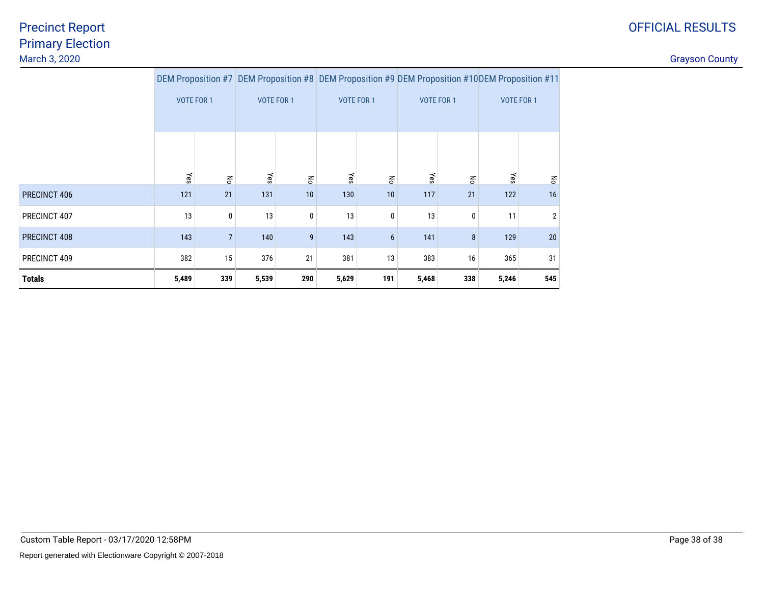# Precinct Report
# Primary Election
March 3, 2020

OFFICIAL RESULTS

Grayson County

| | DEM Proposition #7 VOTE FOR 1 | | DEM Proposition #8 VOTE FOR 1 | | DEM Proposition #9 VOTE FOR 1 | | DEM Proposition #10 VOTE FOR 1 | | DEM Proposition #11 VOTE FOR 1 | |
|---|---|---|---|---|---|---|---|---|---|---|
| | Yes | No | Yes | No | Yes | No | Yes | No | Yes | No |
| PRECINCT 406 | 121 | 21 | 131 | 10 | 130 | 10 | 117 | 21 | 122 | 16 |
| PRECINCT 407 | 13 | 0 | 13 | 0 | 13 | 0 | 13 | 0 | 11 | 2 |
| PRECINCT 408 | 143 | 7 | 140 | 9 | 143 | 6 | 141 | 8 | 129 | 20 |
| PRECINCT 409 | 382 | 15 | 376 | 21 | 381 | 13 | 383 | 16 | 365 | 31 |
| **Totals** | **5,489** | **339** | **5,539** | **290** | **5,629** | **191** | **5,468** | **338** | **5,246** | **545** |

Custom Table Report - 03/17/2020 12:58PM

Report generated with Electionware Copyright © 2007-2018